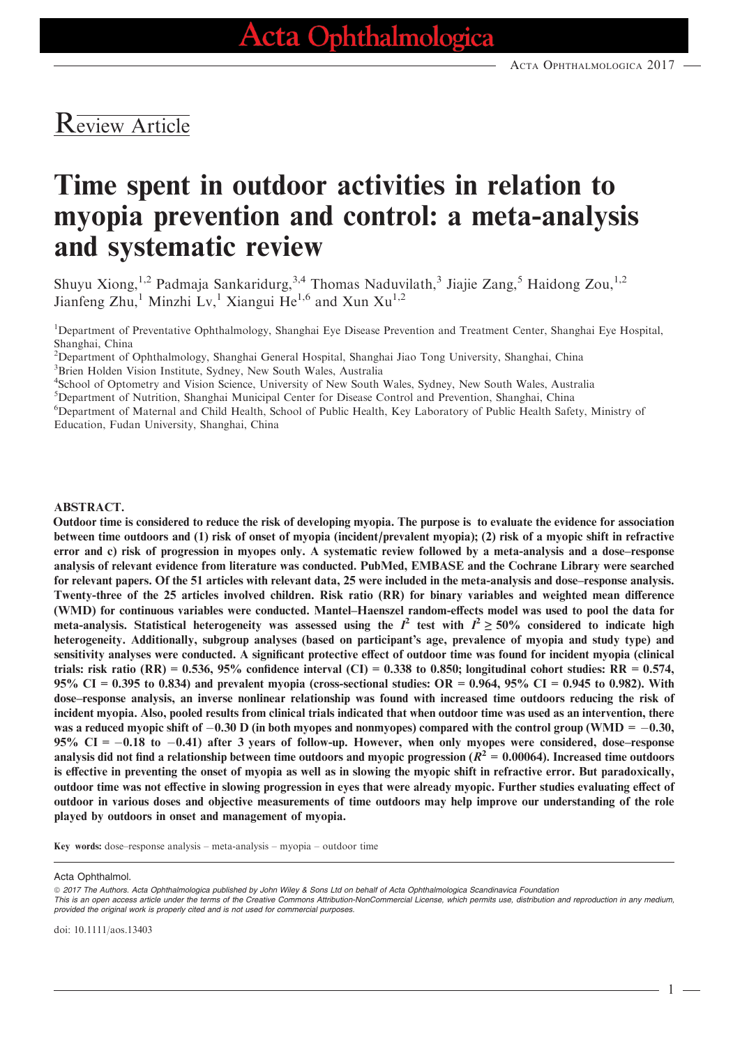Review Article

# Time spent in outdoor activities in relation to myopia prevention and control: a meta-analysis and systematic review

Shuyu Xiong,[1,2] Padmaja Sankaridurg,[3,4] Thomas Naduvilath,[3] Jiajie Zang,[5] Haidong Zou,[1,2] Jianfeng Zhu,[1] Minzhi Lv,[1] Xiangui He[1,6] and Xun Xu[1,2]

[1]Department of Preventative Ophthalmology, Shanghai Eye Disease Prevention and Treatment Center, Shanghai Eye Hospital, Shanghai, China
[2]Department of Ophthalmology, Shanghai General Hospital, Shanghai Jiao Tong University, Shanghai, China
[3]Brien Holden Vision Institute, Sydney, New South Wales, Australia
[4]School of Optometry and Vision Science, University of New South Wales, Sydney, New South Wales, Australia
[5]Department of Nutrition, Shanghai Municipal Center for Disease Control and Prevention, Shanghai, China
[6]Department of Maternal and Child Health, School of Public Health, Key Laboratory of Public Health Safety, Ministry of Education, Fudan University, Shanghai, China

## ABSTRACT.

**Outdoor time is considered to reduce the risk of developing myopia. The purpose is to evaluate the evidence for association between time outdoors and (1) risk of onset of myopia (incident/prevalent myopia); (2) risk of a myopic shift in refractive error and c) risk of progression in myopes only. A systematic review followed by a meta-analysis and a dose–response analysis of relevant evidence from literature was conducted. PubMed, EMBASE and the Cochrane Library were searched for relevant papers. Of the 51 articles with relevant data, 25 were included in the meta-analysis and dose–response analysis. Twenty-three of the 25 articles involved children. Risk ratio (RR) for binary variables and weighted mean difference (WMD) for continuous variables were conducted. Mantel–Haenszel random-effects model was used to pool the data for meta-analysis. Statistical heterogeneity was assessed using the $I^2$ test with $I^2 \geq 50\%$ considered to indicate high heterogeneity. Additionally, subgroup analyses (based on participant's age, prevalence of myopia and study type) and sensitivity analyses were conducted. A significant protective effect of outdoor time was found for incident myopia (clinical trials: risk ratio (RR) = 0.536, 95% confidence interval (CI) = 0.338 to 0.850; longitudinal cohort studies: RR = 0.574, 95% CI = 0.395 to 0.834) and prevalent myopia (cross-sectional studies: OR = 0.964, 95% CI = 0.945 to 0.982). With dose–response analysis, an inverse nonlinear relationship was found with increased time outdoors reducing the risk of incident myopia. Also, pooled results from clinical trials indicated that when outdoor time was used as an intervention, there was a reduced myopic shift of −0.30 D (in both myopes and nonmyopes) compared with the control group (WMD = −0.30, 95% CI = −0.18 to −0.41) after 3 years of follow-up. However, when only myopes were considered, dose–response analysis did not find a relationship between time outdoors and myopic progression ($R^2$ = 0.00064). Increased time outdoors is effective in preventing the onset of myopia as well as in slowing the myopic shift in refractive error. But paradoxically, outdoor time was not effective in slowing progression in eyes that were already myopic. Further studies evaluating effect of outdoor in various doses and objective measurements of time outdoors may help improve our understanding of the role played by outdoors in onset and management of myopia.**

**Key words:** dose–response analysis – meta-analysis – myopia – outdoor time

Acta Ophthalmol.

© 2017 The Authors. Acta Ophthalmologica published by John Wiley & Sons Ltd on behalf of Acta Ophthalmologica Scandinavica Foundation
This is an open access article under the terms of the Creative Commons Attribution-NonCommercial License, which permits use, distribution and reproduction in any medium, provided the original work is properly cited and is not used for commercial purposes.

doi: 10.1111/aos.13403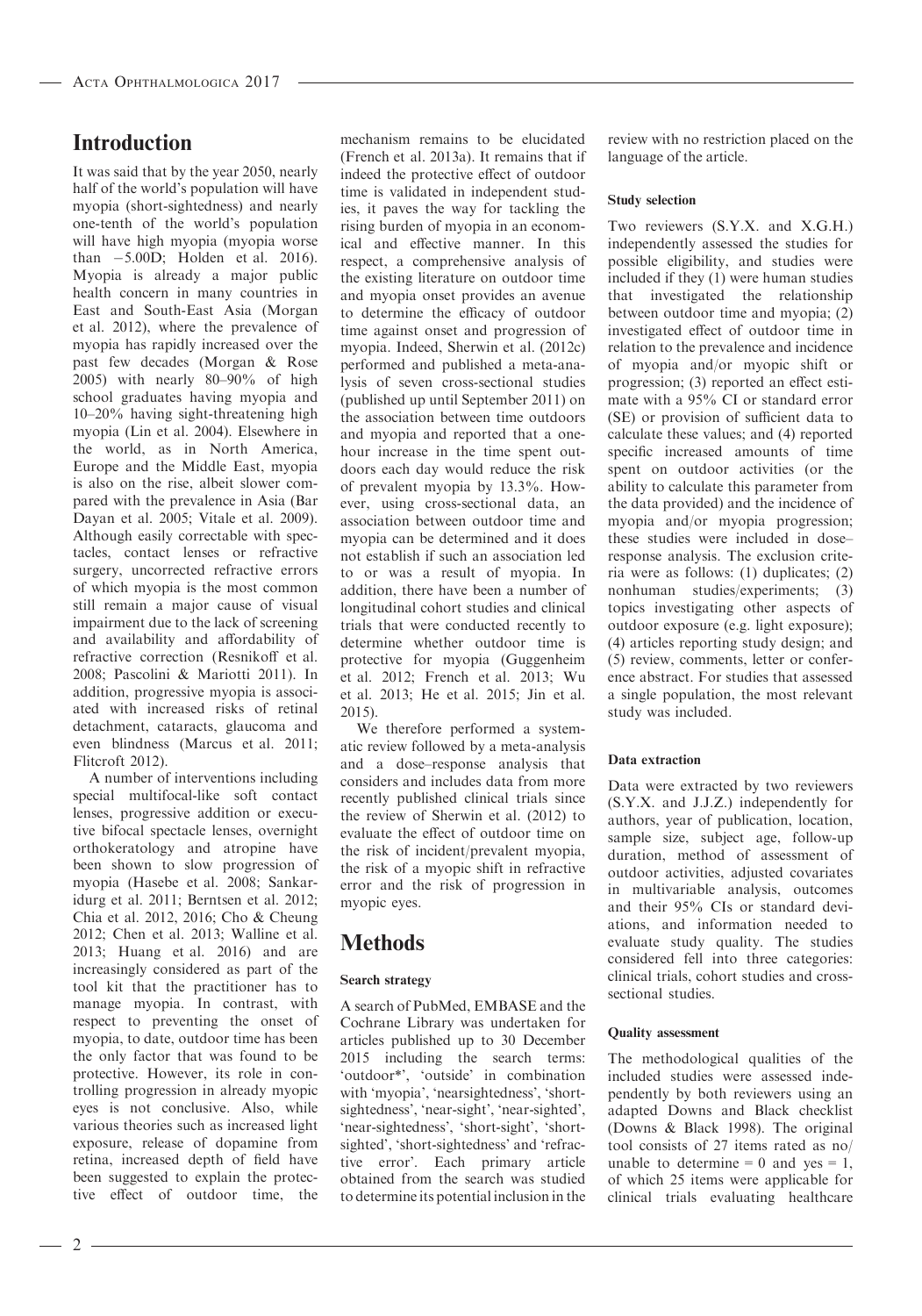## Introduction

It was said that by the year 2050, nearly half of the world's population will have myopia (short-sightedness) and nearly one-tenth of the world's population will have high myopia (myopia worse than −5.00D; Holden et al. 2016). Myopia is already a major public health concern in many countries in East and South-East Asia (Morgan et al. 2012), where the prevalence of myopia has rapidly increased over the past few decades (Morgan & Rose 2005) with nearly 80–90% of high school graduates having myopia and 10–20% having sight-threatening high myopia (Lin et al. 2004). Elsewhere in the world, as in North America, Europe and the Middle East, myopia is also on the rise, albeit slower compared with the prevalence in Asia (Bar Dayan et al. 2005; Vitale et al. 2009). Although easily correctable with spectacles, contact lenses or refractive surgery, uncorrected refractive errors of which myopia is the most common still remain a major cause of visual impairment due to the lack of screening and availability and affordability of refractive correction (Resnikoff et al. 2008; Pascolini & Mariotti 2011). In addition, progressive myopia is associated with increased risks of retinal detachment, cataracts, glaucoma and even blindness (Marcus et al. 2011; Flitcroft 2012).

A number of interventions including special multifocal-like soft contact lenses, progressive addition or executive bifocal spectacle lenses, overnight orthokeratology and atropine have been shown to slow progression of myopia (Hasebe et al. 2008; Sankaridurg et al. 2011; Berntsen et al. 2012; Chia et al. 2012, 2016; Cho & Cheung 2012; Chen et al. 2013; Walline et al. 2013; Huang et al. 2016) and are increasingly considered as part of the tool kit that the practitioner has to manage myopia. In contrast, with respect to preventing the onset of myopia, to date, outdoor time has been the only factor that was found to be protective. However, its role in controlling progression in already myopic eyes is not conclusive. Also, while various theories such as increased light exposure, release of dopamine from retina, increased depth of field have been suggested to explain the protective effect of outdoor time, the mechanism remains to be elucidated (French et al. 2013a). It remains that if indeed the protective effect of outdoor time is validated in independent studies, it paves the way for tackling the rising burden of myopia in an economical and effective manner. In this respect, a comprehensive analysis of the existing literature on outdoor time and myopia onset provides an avenue to determine the efficacy of outdoor time against onset and progression of myopia. Indeed, Sherwin et al. (2012c) performed and published a meta-analysis of seven cross-sectional studies (published up until September 2011) on the association between time outdoors and myopia and reported that a one-hour increase in the time spent outdoors each day would reduce the risk of prevalent myopia by 13.3%. However, using cross-sectional data, an association between outdoor time and myopia can be determined and it does not establish if such an association led to or was a result of myopia. In addition, there have been a number of longitudinal cohort studies and clinical trials that were conducted recently to determine whether outdoor time is protective for myopia (Guggenheim et al. 2012; French et al. 2013; Wu et al. 2013; He et al. 2015; Jin et al. 2015).

We therefore performed a systematic review followed by a meta-analysis and a dose–response analysis that considers and includes data from more recently published clinical trials since the review of Sherwin et al. (2012) to evaluate the effect of outdoor time on the risk of incident/prevalent myopia, the risk of a myopic shift in refractive error and the risk of progression in myopic eyes.

## Methods

### Search strategy

A search of PubMed, EMBASE and the Cochrane Library was undertaken for articles published up to 30 December 2015 including the search terms: 'outdoor*', 'outside' in combination with 'myopia', 'nearsightedness', 'short-sightedness', 'near-sight', 'near-sighted', 'near-sightedness', 'short-sight', 'short-sighted', 'short-sightedness' and 'refractive error'. Each primary article obtained from the search was studied to determine its potential inclusion in the review with no restriction placed on the language of the article.

### Study selection

Two reviewers (S.Y.X. and X.G.H.) independently assessed the studies for possible eligibility, and studies were included if they (1) were human studies that investigated the relationship between outdoor time and myopia; (2) investigated effect of outdoor time in relation to the prevalence and incidence of myopia and/or myopic shift or progression; (3) reported an effect estimate with a 95% CI or standard error (SE) or provision of sufficient data to calculate these values; and (4) reported specific increased amounts of time spent on outdoor activities (or the ability to calculate this parameter from the data provided) and the incidence of myopia and/or myopia progression; these studies were included in dose–response analysis. The exclusion criteria were as follows: (1) duplicates; (2) nonhuman studies/experiments; (3) topics investigating other aspects of outdoor exposure (e.g. light exposure); (4) articles reporting study design; and (5) review, comments, letter or conference abstract. For studies that assessed a single population, the most relevant study was included.

### Data extraction

Data were extracted by two reviewers (S.Y.X. and J.J.Z.) independently for authors, year of publication, location, sample size, subject age, follow-up duration, method of assessment of outdoor activities, adjusted covariates in multivariable analysis, outcomes and their 95% CIs or standard deviations, and information needed to evaluate study quality. The studies considered fell into three categories: clinical trials, cohort studies and cross-sectional studies.

### Quality assessment

The methodological qualities of the included studies were assessed independently by both reviewers using an adapted Downs and Black checklist (Downs & Black 1998). The original tool consists of 27 items rated as no/unable to determine = 0 and yes = 1, of which 25 items were applicable for clinical trials evaluating healthcare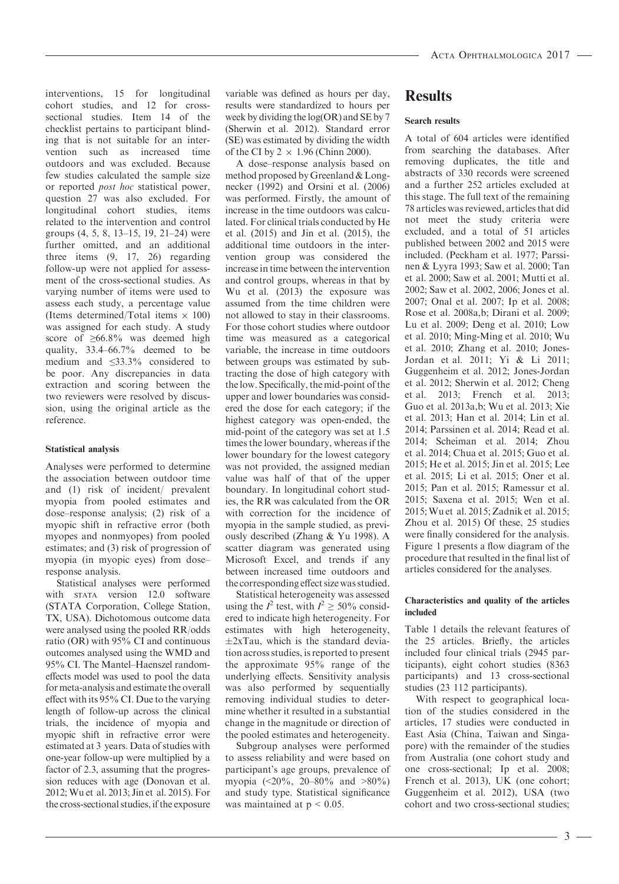interventions, 15 for longitudinal cohort studies, and 12 for cross-sectional studies. Item 14 of the checklist pertains to participant blinding that is not suitable for an intervention such as increased time outdoors and was excluded. Because few studies calculated the sample size or reported *post hoc* statistical power, question 27 was also excluded. For longitudinal cohort studies, items related to the intervention and control groups (4, 5, 8, 13–15, 19, 21–24) were further omitted, and an additional three items (9, 17, 26) regarding follow-up were not applied for assessment of the cross-sectional studies. As varying number of items were used to assess each study, a percentage value (Items determined/Total items × 100) was assigned for each study. A study score of ≥66.8% was deemed high quality, 33.4–66.7% deemed to be medium and ≤33.3% considered to be poor. Any discrepancies in data extraction and scoring between the two reviewers were resolved by discussion, using the original article as the reference.

### Statistical analysis

Analyses were performed to determine the association between outdoor time and (1) risk of incident/ prevalent myopia from pooled estimates and dose–response analysis; (2) risk of a myopic shift in refractive error (both myopes and nonmyopes) from pooled estimates; and (3) risk of progression of myopia (in myopic eyes) from dose–response analysis.

Statistical analyses were performed with STATA version 12.0 software (STATA Corporation, College Station, TX, USA). Dichotomous outcome data were analysed using the pooled RR/odds ratio (OR) with 95% CI and continuous outcomes analysed using the WMD and 95% CI. The Mantel–Haenszel random-effects model was used to pool the data for meta-analysis and estimate the overall effect with its 95% CI. Due to the varying length of follow-up across the clinical trials, the incidence of myopia and myopic shift in refractive error were estimated at 3 years. Data of studies with one-year follow-up were multiplied by a factor of 2.3, assuming that the progression reduces with age (Donovan et al. 2012; Wu et al. 2013; Jin et al. 2015). For the cross-sectional studies, if the exposure variable was defined as hours per day, results were standardized to hours per week by dividing the log(OR) and SE by 7 (Sherwin et al. 2012). Standard error (SE) was estimated by dividing the width of the CI by 2 × 1.96 (Chinn 2000).

A dose–response analysis based on method proposed by Greenland & Longnecker (1992) and Orsini et al. (2006) was performed. Firstly, the amount of increase in the time outdoors was calculated. For clinical trials conducted by He et al. (2015) and Jin et al. (2015), the additional time outdoors in the intervention group was considered the increase in time between the intervention and control groups, whereas in that by Wu et al. (2013) the exposure was assumed from the time children were not allowed to stay in their classrooms. For those cohort studies where outdoor time was measured as a categorical variable, the increase in time outdoors between groups was estimated by subtracting the dose of high category with the low. Specifically, the mid-point of the upper and lower boundaries was considered the dose for each category; if the highest category was open-ended, the mid-point of the category was set at 1.5 times the lower boundary, whereas if the lower boundary for the lowest category was not provided, the assigned median value was half of that of the upper boundary. In longitudinal cohort studies, the RR was calculated from the OR with correction for the incidence of myopia in the sample studied, as previously described (Zhang & Yu 1998). A scatter diagram was generated using Microsoft Excel, and trends if any between increased time outdoors and the corresponding effect size was studied.

Statistical heterogeneity was assessed using the $I^2$ test, with $I^2 \geq 50\%$ considered to indicate high heterogeneity. For estimates with high heterogeneity, ±2xTau, which is the standard deviation across studies, is reported to present the approximate 95% range of the underlying effects. Sensitivity analysis was also performed by sequentially removing individual studies to determine whether it resulted in a substantial change in the magnitude or direction of the pooled estimates and heterogeneity.

Subgroup analyses were performed to assess reliability and were based on participant's age groups, prevalence of myopia (<20%, 20–80% and >80%) and study type. Statistical significance was maintained at $p < 0.05$.

## Results

### Search results

A total of 604 articles were identified from searching the databases. After removing duplicates, the title and abstracts of 330 records were screened and a further 252 articles excluded at this stage. The full text of the remaining 78 articles was reviewed, articles that did not meet the study criteria were excluded, and a total of 51 articles published between 2002 and 2015 were included. (Peckham et al. 1977; Parssinen & Lyyra 1993; Saw et al. 2000; Tan et al. 2000; Saw et al. 2001; Mutti et al. 2002; Saw et al. 2002, 2006; Jones et al. 2007; Onal et al. 2007; Ip et al. 2008; Rose et al. 2008a,b; Dirani et al. 2009; Lu et al. 2009; Deng et al. 2010; Low et al. 2010; Ming-Ming et al. 2010; Wu et al. 2010; Zhang et al. 2010; Jones-Jordan et al. 2011; Yi & Li 2011; Guggenheim et al. 2012; Jones-Jordan et al. 2012; Sherwin et al. 2012; Cheng et al. 2013; French et al. 2013; Guo et al. 2013a,b; Wu et al. 2013; Xie et al. 2013; Han et al. 2014; Lin et al. 2014; Parssinen et al. 2014; Read et al. 2014; Scheiman et al. 2014; Zhou et al. 2014; Chua et al. 2015; Guo et al. 2015; He et al. 2015; Jin et al. 2015; Lee et al. 2015; Li et al. 2015; Oner et al. 2015; Pan et al. 2015; Ramessur et al. 2015; Saxena et al. 2015; Wen et al. 2015; Wu et al. 2015; Zadnik et al. 2015; Zhou et al. 2015) Of these, 25 studies were finally considered for the analysis. Figure 1 presents a flow diagram of the procedure that resulted in the final list of articles considered for the analyses.

### Characteristics and quality of the articles included

Table 1 details the relevant features of the 25 articles. Briefly, the articles included four clinical trials (2945 participants), eight cohort studies (8363 participants) and 13 cross-sectional studies (23 112 participants).

With respect to geographical location of the studies considered in the articles, 17 studies were conducted in East Asia (China, Taiwan and Singapore) with the remainder of the studies from Australia (one cohort study and one cross-sectional; Ip et al. 2008; French et al. 2013), UK (one cohort; Guggenheim et al. 2012), USA (two cohort and two cross-sectional studies;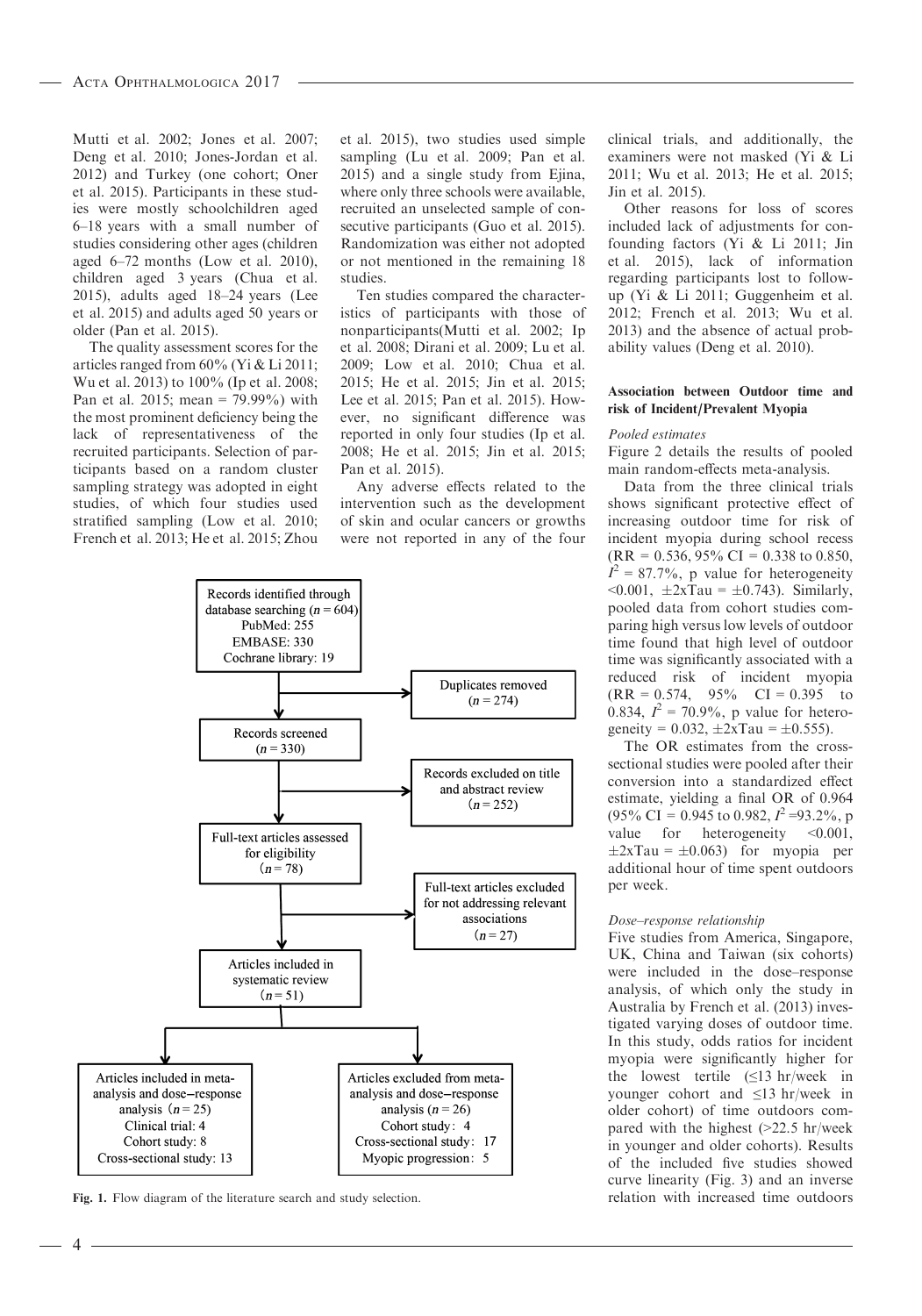Mutti et al. 2002; Jones et al. 2007; Deng et al. 2010; Jones-Jordan et al. 2012) and Turkey (one cohort; Oner et al. 2015). Participants in these studies were mostly schoolchildren aged 6–18 years with a small number of studies considering other ages (children aged 6–72 months (Low et al. 2010), children aged 3 years (Chua et al. 2015), adults aged 18–24 years (Lee et al. 2015) and adults aged 50 years or older (Pan et al. 2015).

The quality assessment scores for the articles ranged from 60% (Yi & Li 2011; Wu et al. 2013) to 100% (Ip et al. 2008; Pan et al. 2015; mean = 79.99%) with the most prominent deficiency being the lack of representativeness of the recruited participants. Selection of participants based on a random cluster sampling strategy was adopted in eight studies, of which four studies used stratified sampling (Low et al. 2010; French et al. 2013; He et al. 2015; Zhou et al. 2015), two studies used simple sampling (Lu et al. 2009; Pan et al. 2015) and a single study from Ejina, where only three schools were available, recruited an unselected sample of consecutive participants (Guo et al. 2015). Randomization was either not adopted or not mentioned in the remaining 18 studies.

Ten studies compared the characteristics of participants with those of nonparticipants(Mutti et al. 2002; Ip et al. 2008; Dirani et al. 2009; Lu et al. 2009; Low et al. 2010; Chua et al. 2015; He et al. 2015; Jin et al. 2015; Lee et al. 2015; Pan et al. 2015). However, no significant difference was reported in only four studies (Ip et al. 2008; He et al. 2015; Jin et al. 2015; Pan et al. 2015).

Any adverse effects related to the intervention such as the development of skin and ocular cancers or growths were not reported in any of the four clinical trials, and additionally, the examiners were not masked (Yi & Li 2011; Wu et al. 2013; He et al. 2015; Jin et al. 2015).

Other reasons for loss of scores included lack of adjustments for confounding factors (Yi & Li 2011; Jin et al. 2015), lack of information regarding participants lost to follow-up (Yi & Li 2011; Guggenheim et al. 2012; French et al. 2013; Wu et al. 2013) and the absence of actual probability values (Deng et al. 2010).

Records identified through database searching ($n$ = 604)
PubMed: 255
EMBASE: 330
Cochrane library: 19

Duplicates removed ($n$ = 274)

Records screened ($n$ = 330)

Records excluded on title and abstract review ($n$ = 252)

Full-text articles assessed for eligibility ($n$ = 78)

Full-text articles excluded for not addressing relevant associations ($n$ = 27)

Articles included in systematic review ($n$ = 51)

Articles included in meta-analysis and dose–response analysis ($n$ = 25)
Clinical trial: 4
Cohort study: 8
Cross-sectional study: 13

Articles excluded from meta-analysis and dose–response analysis ($n$ = 26)
Cohort study: 4
Cross-sectional study: 17
Myopic progression: 5

**Fig. 1.** Flow diagram of the literature search and study selection.

### Association between Outdoor time and risk of Incident/Prevalent Myopia

#### *Pooled estimates*

Figure 2 details the results of pooled main random-effects meta-analysis.

Data from the three clinical trials shows significant protective effect of increasing outdoor time for risk of incident myopia during school recess (RR = 0.536, 95% CI = 0.338 to 0.850, $I^2$ = 87.7%, p value for heterogeneity <0.001, ±2xTau = ±0.743). Similarly, pooled data from cohort studies comparing high versus low levels of outdoor time found that high level of outdoor time was significantly associated with a reduced risk of incident myopia (RR = 0.574, 95% CI = 0.395 to 0.834, $I^2$ = 70.9%, p value for heterogeneity = 0.032, ±2xTau = ±0.555).

The OR estimates from the cross-sectional studies were pooled after their conversion into a standardized effect estimate, yielding a final OR of 0.964 (95% CI = 0.945 to 0.982, $I^2$ =93.2%, p value for heterogeneity <0.001, ±2xTau = ±0.063) for myopia per additional hour of time spent outdoors per week.

#### *Dose–response relationship*

Five studies from America, Singapore, UK, China and Taiwan (six cohorts) were included in the dose–response analysis, of which only the study in Australia by French et al. (2013) investigated varying doses of outdoor time. In this study, odds ratios for incident myopia were significantly higher for the lowest tertile (≤13 hr/week in younger cohort and ≤13 hr/week in older cohort) of time outdoors compared with the highest (>22.5 hr/week in younger and older cohorts). Results of the included five studies showed curve linearity (Fig. 3) and an inverse relation with increased time outdoors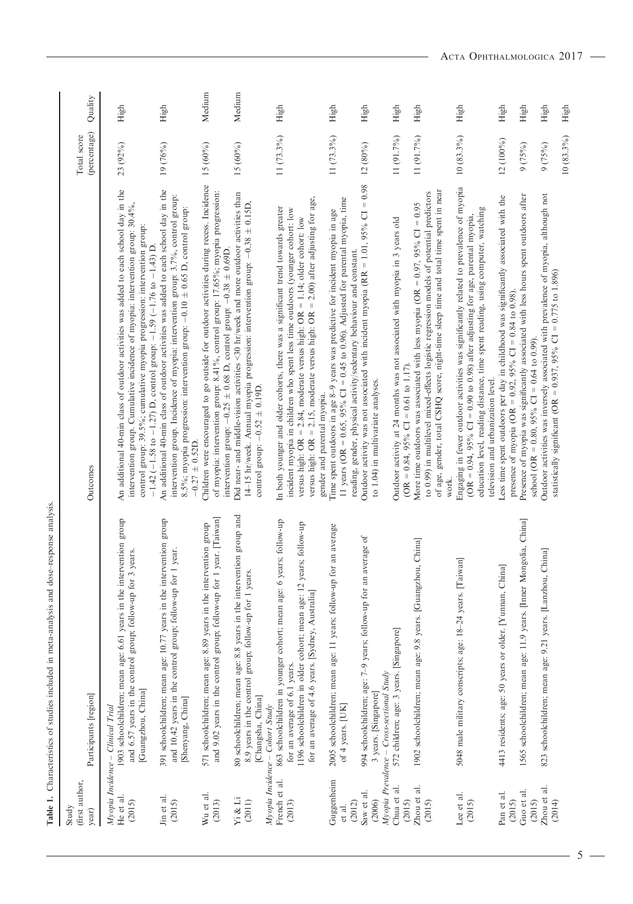**Table 1.** Characteristics of studies included in meta-analysis and dose–response analysis.

| Study (first author, year) | Participants [region] | Outcomes | Total score (percentage) | Quality |
|---|---|---|---|---|
| *Myopia Incidence – Clinical Trial* | | | | |
| He et al. (2015) | 1903 schoolchildren; mean age: 6.61 years in the intervention group and 6.57 years in the control group; follow-up for 3 years. [Guangzhou, China] | An additional 40-min class of outdoor activities was added to each school day in the intervention group. Cumulative incidence of myopia: intervention group: 30.4%, control group: 39.5%; cumulative myopia progression: intervention group: −1.42 (−1.58 to −1.27) D, control group: −1.59 (−1.76 to −1.43) D. | 23 (92%) | High |
| Jin et al. (2015) | 391 schoolchildren; mean age: 10.77 years in the intervention group and 10.42 years in the control group; follow-up for 1 year. [Shenyang, China] | An additional 40-min class of outdoor activities was added to each school day in the intervention group. Incidence of myopia: intervention group: 3.7%, control group: 8.5%; myopia progression: intervention group: −0.10 ± 0.65 D, control group: −0.27 ± 0.52D. | 19 (76%) | High |
| Wu et al. (2013) | 571 schoolchildren; mean age: 8.89 years in the intervention group and 9.02 years in the control group; follow-up for 1 year. [Taiwan] | Children were encouraged to go outside for outdoor activities during recess. Incidence of myopia: intervention group: 8.41%, control group: 17.65%; myopia progression: intervention group: −0.25 ± 0.68 D, control group: −0.38 ± 0.69D. | 15 (60%) | Medium |
| Yi & Li (2011) | 80 schoolchildren; mean age: 8.8 years in the intervention group and 8.9 years in the control group; follow-up for 1 years. [Changsha, China] | Did near- and middle-vision activities <30 hr/week and more outdoor activities than 14–15 hr/week. Annual myopia progression: intervention group: −0.38 ± 0.15D, control group: −0.52 ± 0.19D. | 15 (60%) | Medium |
| *Myopia Incidence – Cohort Study* | | | | |
| French et al. (2013) | 863 schoolchildren in younger cohort; mean age: 6 years; follow-up for an average of 6.1 years. 1196 schoolchildren in older cohort; mean age: 12 years; follow-up for an average of 4.6 years. [Sydney, Australia] | In both younger and older cohorts, there was a significant trend towards greater incident myopia in children who spent less time outdoors (younger cohort: low versus high: OR = 2.84, moderate versus high: OR = 1.14; older cohort: low versus high: OR = 2.15, moderate versus high: OR = 2.00) after adjusting for age, gender and parental myopia. | 11 (73.3%) | High |
| Guggenheim et al. (2012) | 2005 schoolchildren; mean age: 11 years; follow-up for an average of 4 years. [UK] | Time spent outdoors in age 8–9 years was predictive for incident myopia in age 11 years (OR = 0.65, 95% CI = 0.45 to 0.96). Adjusted for parental myopia, time reading, gender, physical activity/sedentary behaviour and constant. | 11 (73.3%) | High |
| Saw et al. (2006) | 994 schoolchildren; age: 7–9 years; follow-up for an average of 3 years. [Singapore] | Outdoor activity was not associated with incident myopia (RR = 1.01, 95% CI = 0.98 to 1.04) in multivariate analyses. | 12 (80%) | High |
| *Myopia Prevalence – Cross-sectional Study* | | | | |
| Chua et al. (2015) | 572 children; age: 3 years. [Singapore] | Outdoor activity at 24 months was not associated with myopia in 3 years old (OR = 0.84, 95% CI = 0.61 to 1.17). | 11 (91.7%) | High |
| Zhou et al. (2015) | 1902 schoolchildren; mean age: 9.8 years. [Guangzhou, China] | More time outdoors was associated with less myopia (OR = 0.97, 95% CI = 0.95 to 0.99) in multilevel mixed-effects logistic regression models of potential predictors of age, gender, total CSHQ score, night-time sleep time and total time spent in near work. | 11 (91.7%) | High |
| Lee et al. (2015) | 5048 male military conscripts; age: 18–24 years. [Taiwan] | Engaging in fewer outdoor activities was significantly related to prevalence of myopia (OR = 0.94, 95% CI = 0.90 to 0.98) after adjusting for age, parental myopia, education level, reading distance, time spent reading, using computer, watching television and urbanization level. | 10 (83.3%) | High |
| Pan et al. (2015) | 4413 residents; age: 50 years or older. [Yunnan, China] | Less time spent outdoors per day in childhood was significantly associated with the presence of myopia (OR = 0.92, 95% CI = 0.84 to 0.98). | 12 (100%) | High |
| Guo et al. (2015) | 1565 schoolchildren; mean age: 11.9 years. [Inner Mongolia, China] | Presence of myopia was significantly associated with less hours spent outdoors after school (OR = 0.80, 95% CI = 0.64 to 0.99). | 9 (75%) | High |
| Zhou et al. (2014) | 823 schoolchildren; mean age: 9.21 years. [Lanzhou, China] | Outdoor activities was inversely associated with prevalence of myopia, although not statistically significant (OR = 0.937, 95% CI = 0.775 to 1.896) | 9 (75%) | High |
| | | | 10 (83.3%) | High |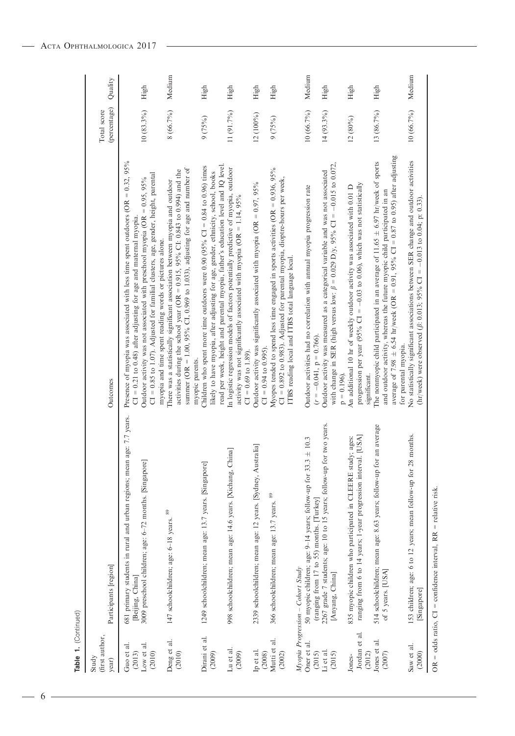**Table 1.** (Continued)

| Study (first author, year) | Participants [region] | Outcomes | Total score (percentage) | Quality |
|---|---|---|---|---|
| Guo et al. (2013) | 681 primary students in rural and urban regions; mean age: 7.7 years. [Beijing, China] | Presence of myopia was associated with less time spent outdoors (OR = 0.32, 95% CI = 0.21 to 0.48) after adjusting for age and maternal myopia. | 10 (83.3%) | High |
| Low et al. (2010) | 3009 preschool children; age: 6–72 months. [Singapore] | Outdoor activity was not associated with preschool myopia (OR = 0.95, 95% CI = 0.85 to 1.07). Adjusted for familial clusters, age, gender, height, parental myopia and time spent reading words or pictures alone. | | |
| Deng et al. (2010) | 147 schoolchildren; age: 6–18 years. [89] | There was a statistically significant association between myopia and outdoor activities during the school year (OR = 0.915, 95% CI: 0.843 to 0.994) and the summer (OR = 1.00, 95% CI, 0.969 to 1.033), adjusting for age and number of myopic parents. | 8 (66.7%) | Medium |
| Dirani et al. (2009) | 1249 schoolchildren; mean age: 13.7 years. [Singapore] | Children who spent more time outdoors were 0.90 (95% CI = 0.84 to 0.96) times likely to have myopia, after adjusting for age, gender, ethnicity, school, books read per week, height and parental myopia, father's education level and IQ level. | 9 (75%) | High |
| Lu et al. (2009) | 998 schoolchildren; mean age: 14.6 years. [Xichang, China] | In logistic regression models of factors potentially predictive of myopia, outdoor activity was not significantly associated with myopia (OR = 1.14, 95% CI = 0.69 to 1.89). | 11 (91.7%) | High |
| Ip et al. (2008) | 2339 schoolchildren; mean age: 12 years. [Sydney, Australia] | Outdoor activity was significantly associated with myopia (OR = 0.97, 95% CI = 0.94 to 0.995). | 12 (100%) | High |
| Mutti et al. (2002) | 366 schoolchildren; mean age: 13.7 years. [89] | Myopes tended to spend less time engaged in sports activities (OR = 0.936, 95% CI = 0.892 to 0.983). Adjusted for parental myopia, dioptre-hours per week, ITBS reading local and ITBS total language local. | 9 (75%) | High |
| *Myopia Progression – Cohort Study* | | | | |
| Oner et al. (2015) | 50 myopic children; age: 9–14 years; follow-up for 33.3 ± 10.3 (ranging from 17 to 55) months. [Turkey] | Outdoor activities had no correlation with annual myopia progression rate ($r = -0.041$, $p = 0.766$). | 10 (66.7%) | Medium |
| Li et al. (2015) | 2267 grade 7 students; age: 10 to 15 years; follow-up for two years. [Anyang, China] | Outdoor activity was measured as a categorical variable and was not associated with change in SER (high versus low: $\beta = 0.029$ D/y, 95% CI = $-0.015$ to 0.072, $p = 0.196$). | 14 (93.3%) | High |
| Jones-Jordan et al. (2012) | 835 myopic children who participated in CLEERE study; ages: ranging from 6 to 14 years; 1-year progression interval. [USA] | An additional 10 hr of weekly outdoor activity was associated with 0.01 D progression per year (95% CI = $-0.03$ to 0.06), which was not statistically significant. | 12 (80%) | High |
| Jones et al. (2007) | 514 schoolchildren; mean age: 8.63 years; follow-up for an average of 5 years. [USA] | The nonmyopic child participated in an average of 11.65 ± 6.97 hr/week of sports and outdoor activity, whereas the future myopic child participated in an average of 7.98 ± 6.54 hr/week (OR = 0.91, 95% CI = 0.87 to 0.95) after adjusting for parental myopia. | 13 (86.7%) | High |
| Saw et al. (2000) | 153 children; age: 6 to 12 years; mean follow-up for 28 months. [Singapore] | No statistically significant associations between SER change and outdoor activities (hr/week) were observed ($\beta$: 0.013; 95% CI = $-0.013$ to 0.04; p: 0.33). | 10 (66.7%) | Medium |

OR = odds ratio, CI = confidence interval, RR = relative risk.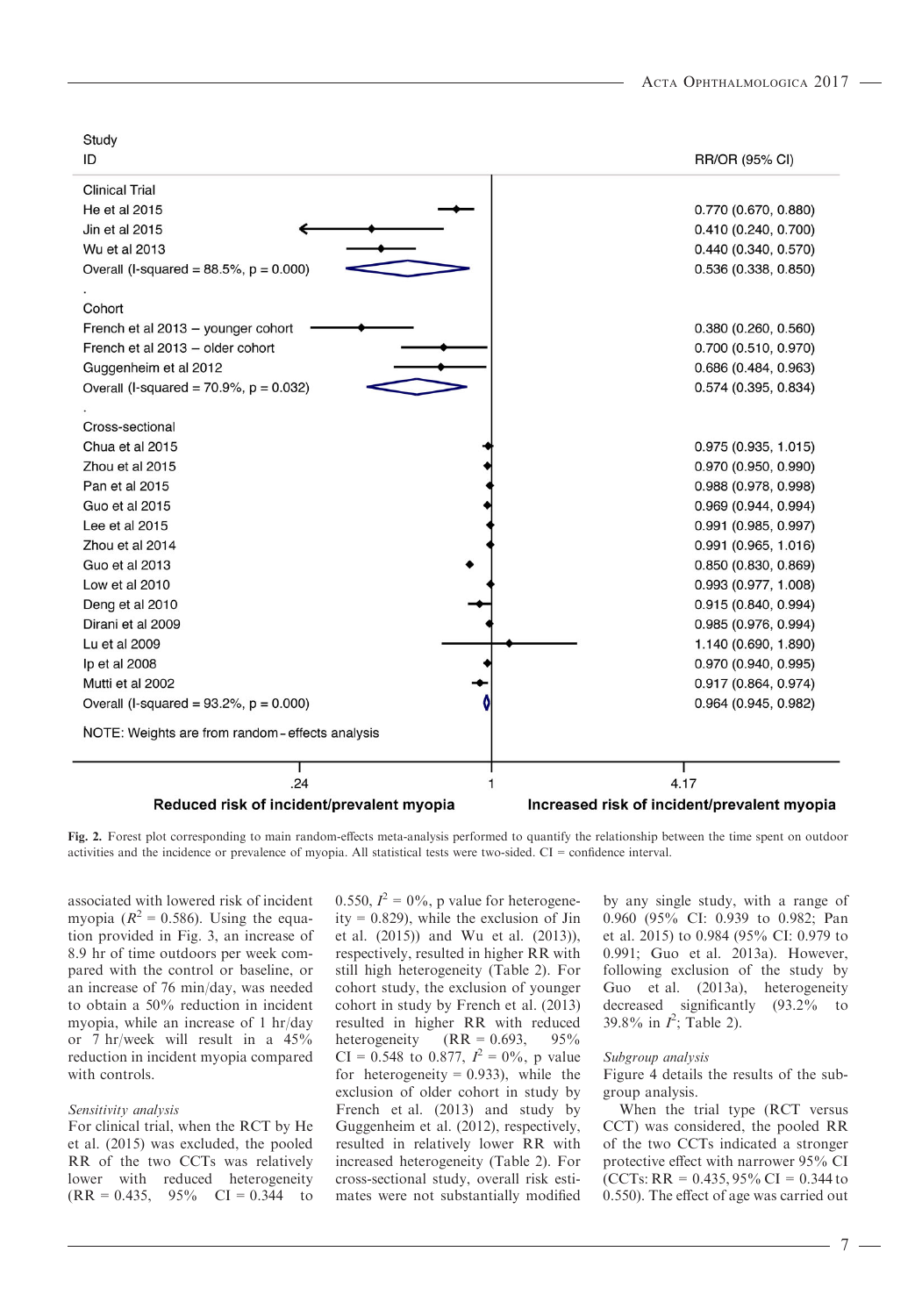| Study ID | RR/OR (95% CI) |
|---|---|
| **Clinical Trial** | |
| He et al 2015 | 0.770 (0.670, 0.880) |
| Jin et al 2015 | 0.410 (0.240, 0.700) |
| Wu et al 2013 | 0.440 (0.340, 0.570) |
| Overall (I-squared = 88.5%, p = 0.000) | 0.536 (0.338, 0.850) |
| **Cohort** | |
| French et al 2013 – younger cohort | 0.380 (0.260, 0.560) |
| French et al 2013 – older cohort | 0.700 (0.510, 0.970) |
| Guggenheim et al 2012 | 0.686 (0.484, 0.963) |
| Overall (I-squared = 70.9%, p = 0.032) | 0.574 (0.395, 0.834) |
| **Cross-sectional** | |
| Chua et al 2015 | 0.975 (0.935, 1.015) |
| Zhou et al 2015 | 0.970 (0.950, 0.990) |
| Pan et al 2015 | 0.988 (0.978, 0.998) |
| Guo et al 2015 | 0.969 (0.944, 0.994) |
| Lee et al 2015 | 0.991 (0.985, 0.997) |
| Zhou et al 2014 | 0.991 (0.965, 1.016) |
| Guo et al 2013 | 0.850 (0.830, 0.869) |
| Low et al 2010 | 0.993 (0.977, 1.008) |
| Deng et al 2010 | 0.915 (0.840, 0.994) |
| Dirani et al 2009 | 0.985 (0.976, 0.994) |
| Lu et al 2009 | 1.140 (0.690, 1.890) |
| Ip et al 2008 | 0.970 (0.940, 0.995) |
| Mutti et al 2002 | 0.917 (0.864, 0.974) |
| Overall (I-squared = 93.2%, p = 0.000) | 0.964 (0.945, 0.982) |

NOTE: Weights are from random-effects analysis

Axis: .24 — 1 — 4.17; Reduced risk of incident/prevalent myopia | Increased risk of incident/prevalent myopia

**Fig. 2.** Forest plot corresponding to main random-effects meta-analysis performed to quantify the relationship between the time spent on outdoor activities and the incidence or prevalence of myopia. All statistical tests were two-sided. CI = confidence interval.

associated with lowered risk of incident myopia ($R^2 = 0.586$). Using the equation provided in Fig. 3, an increase of 8.9 hr of time outdoors per week compared with the control or baseline, or an increase of 76 min/day, was needed to obtain a 50% reduction in incident myopia, while an increase of 1 hr/day or 7 hr/week will result in a 45% reduction in incident myopia compared with controls.

*Sensitivity analysis*

For clinical trial, when the RCT by He et al. (2015) was excluded, the pooled RR of the two CCTs was relatively lower with reduced heterogeneity (RR = 0.435, 95% CI = 0.344 to 0.550, $I^2 = 0\%$, p value for heterogeneity = 0.829), while the exclusion of Jin et al. (2015)) and Wu et al. (2013)), respectively, resulted in higher RR with still high heterogeneity (Table 2). For cohort study, the exclusion of younger cohort in study by French et al. (2013) resulted in higher RR with reduced heterogeneity (RR = 0.693, 95% CI = 0.548 to 0.877, $I^2 = 0\%$, p value for heterogeneity = 0.933), while the exclusion of older cohort in study by French et al. (2013) and study by Guggenheim et al. (2012), respectively, resulted in relatively lower RR with increased heterogeneity (Table 2). For cross-sectional study, overall risk estimates were not substantially modified by any single study, with a range of 0.960 (95% CI: 0.939 to 0.982; Pan et al. 2015) to 0.984 (95% CI: 0.979 to 0.991; Guo et al. 2013a). However, following exclusion of the study by Guo et al. (2013a), heterogeneity decreased significantly (93.2% to 39.8% in $I^2$; Table 2).

*Subgroup analysis*

Figure 4 details the results of the subgroup analysis.

When the trial type (RCT versus CCT) was considered, the pooled RR of the two CCTs indicated a stronger protective effect with narrower 95% CI (CCTs: RR = 0.435, 95% CI = 0.344 to 0.550). The effect of age was carried out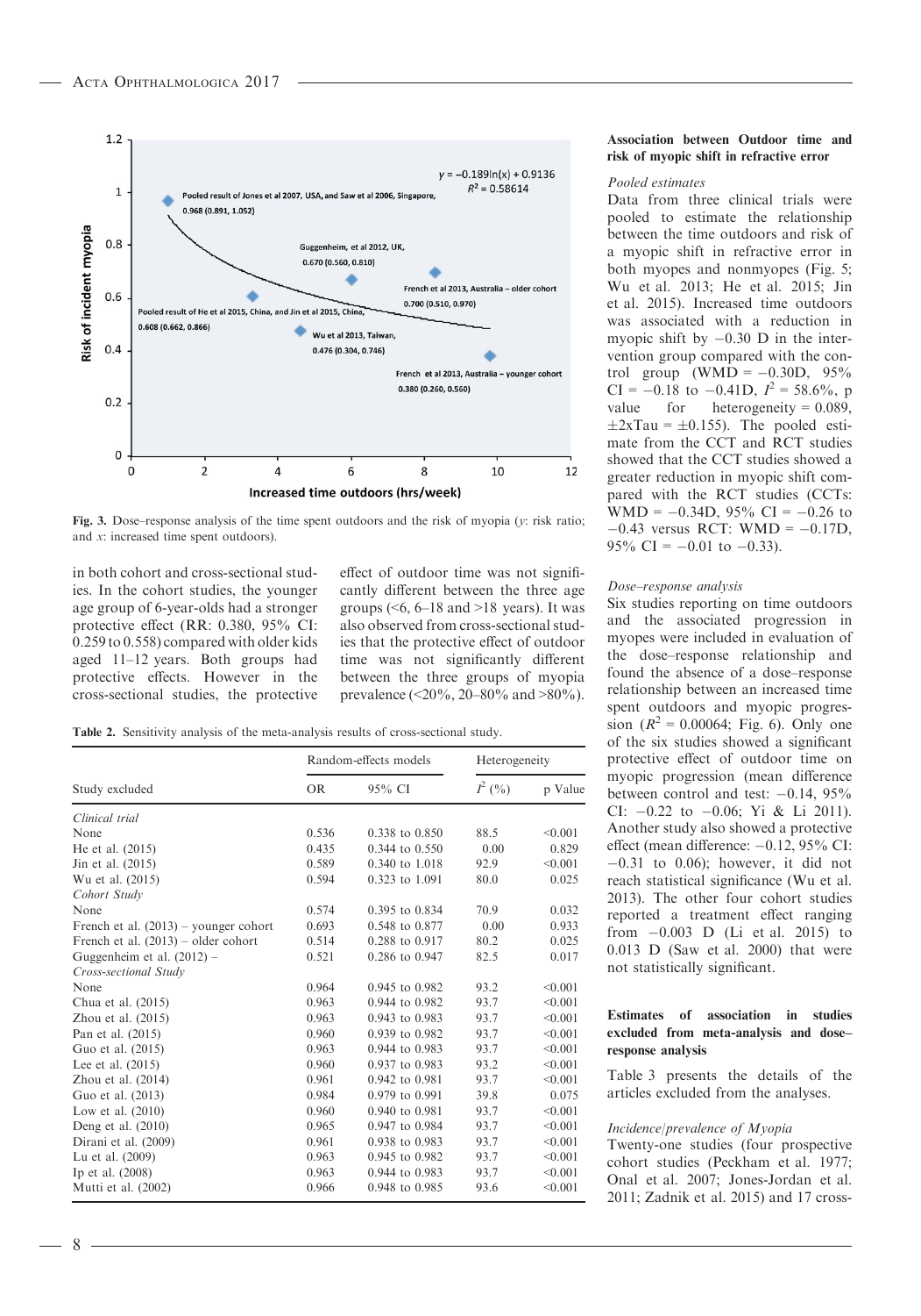**Fig. 3.** Dose–response analysis of the time spent outdoors and the risk of myopia (*y*: risk ratio; and *x*: increased time spent outdoors).

in both cohort and cross-sectional studies. In the cohort studies, the younger age group of 6-year-olds had a stronger protective effect (RR: 0.380, 95% CI: 0.259 to 0.558) compared with older kids aged 11–12 years. Both groups had protective effects. However in the cross-sectional studies, the protective effect of outdoor time was not significantly different between the three age groups (<6, 6–18 and >18 years). It was also observed from cross-sectional studies that the protective effect of outdoor time was not significantly different between the three groups of myopia prevalence (<20%, 20–80% and >80%).

**Table 2.** Sensitivity analysis of the meta-analysis results of cross-sectional study.

| | Random-effects models | | Heterogeneity | |
|---|---|---|---|---|
| Study excluded | OR | 95% CI | $I^2$ (%) | p Value |
| *Clinical trial* | | | | |
| None | 0.536 | 0.338 to 0.850 | 88.5 | <0.001 |
| He et al. (2015) | 0.435 | 0.344 to 0.550 | 0.00 | 0.829 |
| Jin et al. (2015) | 0.589 | 0.340 to 1.018 | 92.9 | <0.001 |
| Wu et al. (2015) | 0.594 | 0.323 to 1.091 | 80.0 | 0.025 |
| *Cohort Study* | | | | |
| None | 0.574 | 0.395 to 0.834 | 70.9 | 0.032 |
| French et al. (2013) – younger cohort | 0.693 | 0.548 to 0.877 | 0.00 | 0.933 |
| French et al. (2013) – older cohort | 0.514 | 0.288 to 0.917 | 80.2 | 0.025 |
| Guggenheim et al. (2012) – | 0.521 | 0.286 to 0.947 | 82.5 | 0.017 |
| *Cross-sectional Study* | | | | |
| None | 0.964 | 0.945 to 0.982 | 93.2 | <0.001 |
| Chua et al. (2015) | 0.963 | 0.944 to 0.982 | 93.7 | <0.001 |
| Zhou et al. (2015) | 0.963 | 0.943 to 0.983 | 93.7 | <0.001 |
| Pan et al. (2015) | 0.960 | 0.939 to 0.982 | 93.7 | <0.001 |
| Guo et al. (2015) | 0.963 | 0.944 to 0.983 | 93.7 | <0.001 |
| Lee et al. (2015) | 0.960 | 0.937 to 0.983 | 93.2 | <0.001 |
| Zhou et al. (2014) | 0.961 | 0.942 to 0.981 | 93.7 | <0.001 |
| Guo et al. (2013) | 0.984 | 0.979 to 0.991 | 39.8 | 0.075 |
| Low et al. (2010) | 0.960 | 0.940 to 0.981 | 93.7 | <0.001 |
| Deng et al. (2010) | 0.965 | 0.947 to 0.984 | 93.7 | <0.001 |
| Dirani et al. (2009) | 0.961 | 0.938 to 0.983 | 93.7 | <0.001 |
| Lu et al. (2009) | 0.963 | 0.945 to 0.982 | 93.7 | <0.001 |
| Ip et al. (2008) | 0.963 | 0.944 to 0.983 | 93.7 | <0.001 |
| Mutti et al. (2002) | 0.966 | 0.948 to 0.985 | 93.6 | <0.001 |

#### Association between Outdoor time and risk of myopic shift in refractive error

*Pooled estimates*

Data from three clinical trials were pooled to estimate the relationship between the time outdoors and risk of a myopic shift in refractive error in both myopes and nonmyopes (Fig. 5; Wu et al. 2013; He et al. 2015; Jin et al. 2015). Increased time outdoors was associated with a reduction in myopic shift by −0.30 D in the intervention group compared with the control group (WMD = −0.30D, 95% CI = −0.18 to −0.41D, $I^2$ = 58.6%, p value for heterogeneity = 0.089, ±2xTau = ±0.155). The pooled estimate from the CCT and RCT studies showed that the CCT studies showed a greater reduction in myopic shift compared with the RCT studies (CCTs: WMD = −0.34D, 95% CI = −0.26 to −0.43 versus RCT: WMD = −0.17D, 95% CI = −0.01 to −0.33).

*Dose–response analysis*

Six studies reporting on time outdoors and the associated progression in myopes were included in evaluation of the dose–response relationship and found the absence of a dose–response relationship between an increased time spent outdoors and myopic progression ($R^2$ = 0.00064; Fig. 6). Only one of the six studies showed a significant protective effect of outdoor time on myopic progression (mean difference between control and test: −0.14, 95% CI: −0.22 to −0.06; Yi & Li 2011). Another study also showed a protective effect (mean difference: −0.12, 95% CI: −0.31 to 0.06); however, it did not reach statistical significance (Wu et al. 2013). The other four cohort studies reported a treatment effect ranging from −0.003 D (Li et al. 2015) to 0.013 D (Saw et al. 2000) that were not statistically significant.

#### Estimates of association in studies excluded from meta-analysis and dose–response analysis

Table 3 presents the details of the articles excluded from the analyses.

*Incidence/prevalence of Myopia*

Twenty-one studies (four prospective cohort studies (Peckham et al. 1977; Onal et al. 2007; Jones-Jordan et al. 2011; Zadnik et al. 2015) and 17 cross-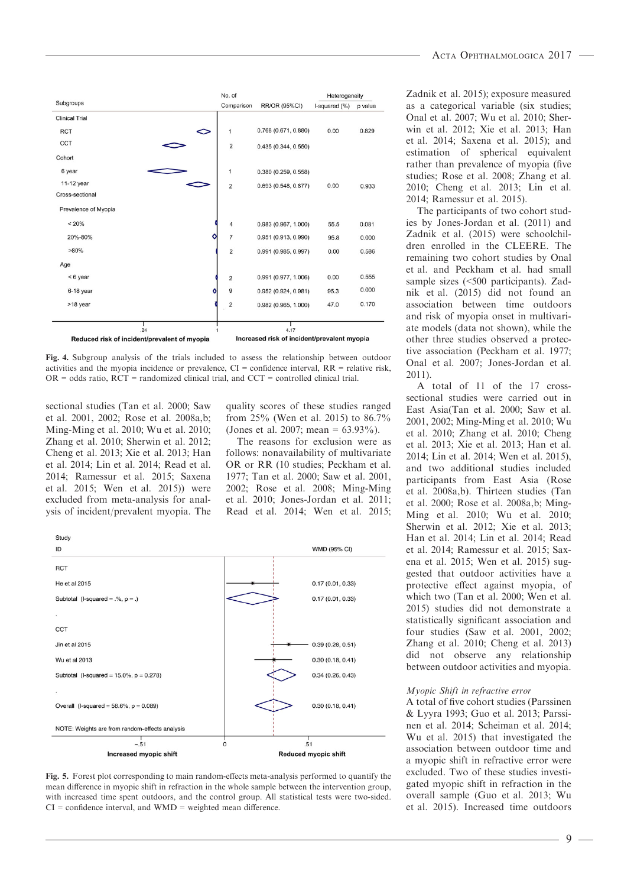| Subgroups | No. of Comparison | RR/OR (95%CI) | Heterogeneity I-squared (%) | Heterogeneity p value |
|---|---|---|---|---|
| Clinical Trial | | | | |
| RCT | 1 | 0.768 (0.671, 0.880) | 0.00 | 0.829 |
| CCT | 2 | 0.435 (0.344, 0.550) | | |
| Cohort | | | | |
| 6 year | 1 | 0.380 (0.259, 0.558) | | |
| 11-12 year | 2 | 0.693 (0.548, 0.877) | 0.00 | 0.933 |
| Cross-sectional | | | | |
| Prevalence of Myopia | | | | |
| < 20% | 4 | 0.983 (0.967, 1.000) | 55.5 | 0.081 |
| 20%-80% | 7 | 0.951 (0.913, 0.990) | 95.8 | 0.000 |
| >80% | 2 | 0.991 (0.985, 0.997) | 0.00 | 0.586 |
| Age | | | | |
| < 6 year | 2 | 0.991 (0.977, 1.006) | 0.00 | 0.555 |
| 6-18 year | 9 | 0.952 (0.924, 0.981) | 95.3 | 0.000 |
| >18 year | 2 | 0.982 (0.965, 1.000) | 47.0 | 0.170 |

Reduced risk of incident/prevalent of myopia — Increased risk of incident/prevalent myopia

**Fig. 4.** Subgroup analysis of the trials included to assess the relationship between outdoor activities and the myopia incidence or prevalence, CI = confidence interval, RR = relative risk, OR = odds ratio, RCT = randomized clinical trial, and CCT = controlled clinical trial.

sectional studies (Tan et al. 2000; Saw et al. 2001, 2002; Rose et al. 2008a,b; Ming-Ming et al. 2010; Wu et al. 2010; Zhang et al. 2010; Sherwin et al. 2012; Cheng et al. 2013; Xie et al. 2013; Han et al. 2014; Lin et al. 2014; Read et al. 2014; Ramessur et al. 2015; Saxena et al. 2015; Wen et al. 2015)) were excluded from meta-analysis for analysis of incident/prevalent myopia. The quality scores of these studies ranged from 25% (Wen et al. 2015) to 86.7% (Jones et al. 2007; mean = 63.93%).

The reasons for exclusion were as follows: nonavailability of multivariate OR or RR (10 studies; Peckham et al. 1977; Tan et al. 2000; Saw et al. 2001, 2002; Rose et al. 2008; Ming-Ming et al. 2010; Jones-Jordan et al. 2011; Read et al. 2014; Wen et al. 2015;

| Study ID | WMD (95% CI) |
|---|---|
| RCT | |
| He et al 2015 | 0.17 (0.01, 0.33) |
| Subtotal (I-squared = .%, p = .) | 0.17 (0.01, 0.33) |
| CCT | |
| Jin et al 2015 | 0.39 (0.28, 0.51) |
| Wu et al 2013 | 0.30 (0.18, 0.41) |
| Subtotal (I-squared = 15.0%, p = 0.278) | 0.34 (0.26, 0.43) |
| Overall (I-squared = 58.6%, p = 0.089) | 0.30 (0.18, 0.41) |

NOTE: Weights are from random-effects analysis

Increased myopic shift — Reduced myopic shift

**Fig. 5.** Forest plot corresponding to main random-effects meta-analysis performed to quantify the mean difference in myopic shift in refraction in the whole sample between the intervention group, with increased time spent outdoors, and the control group. All statistical tests were two-sided. CI = confidence interval, and WMD = weighted mean difference.

Zadnik et al. 2015); exposure measured as a categorical variable (six studies; Onal et al. 2007; Wu et al. 2010; Sherwin et al. 2012; Xie et al. 2013; Han et al. 2014; Saxena et al. 2015); and estimation of spherical equivalent rather than prevalence of myopia (five studies; Rose et al. 2008; Zhang et al. 2010; Cheng et al. 2013; Lin et al. 2014; Ramessur et al. 2015).

The participants of two cohort studies by Jones-Jordan et al. (2011) and Zadnik et al. (2015) were schoolchildren enrolled in the CLEERE. The remaining two cohort studies by Onal et al. and Peckham et al. had small sample sizes (<500 participants). Zadnik et al. (2015) did not found an association between time outdoors and risk of myopia onset in multivariate models (data not shown), while the other three studies observed a protective association (Peckham et al. 1977; Onal et al. 2007; Jones-Jordan et al. 2011).

A total of 11 of the 17 cross-sectional studies were carried out in East Asia(Tan et al. 2000; Saw et al. 2001, 2002; Ming-Ming et al. 2010; Wu et al. 2010; Zhang et al. 2010; Cheng et al. 2013; Xie et al. 2013; Han et al. 2014; Lin et al. 2014; Wen et al. 2015), and two additional studies included participants from East Asia (Rose et al. 2008a,b). Thirteen studies (Tan et al. 2000; Rose et al. 2008a,b; Ming-Ming et al. 2010; Wu et al. 2010; Sherwin et al. 2012; Xie et al. 2013; Han et al. 2014; Lin et al. 2014; Read et al. 2014; Ramessur et al. 2015; Saxena et al. 2015; Wen et al. 2015) suggested that outdoor activities have a protective effect against myopia, of which two (Tan et al. 2000; Wen et al. 2015) studies did not demonstrate a statistically significant association and four studies (Saw et al. 2001, 2002; Zhang et al. 2010; Cheng et al. 2013) did not observe any relationship between outdoor activities and myopia.

### *Myopic Shift in refractive error*

A total of five cohort studies (Parssinen & Lyyra 1993; Guo et al. 2013; Parssinen et al. 2014; Scheiman et al. 2014; Wu et al. 2015) that investigated the association between outdoor time and a myopic shift in refractive error were excluded. Two of these studies investigated myopic shift in refraction in the overall sample (Guo et al. 2013; Wu et al. 2015). Increased time outdoors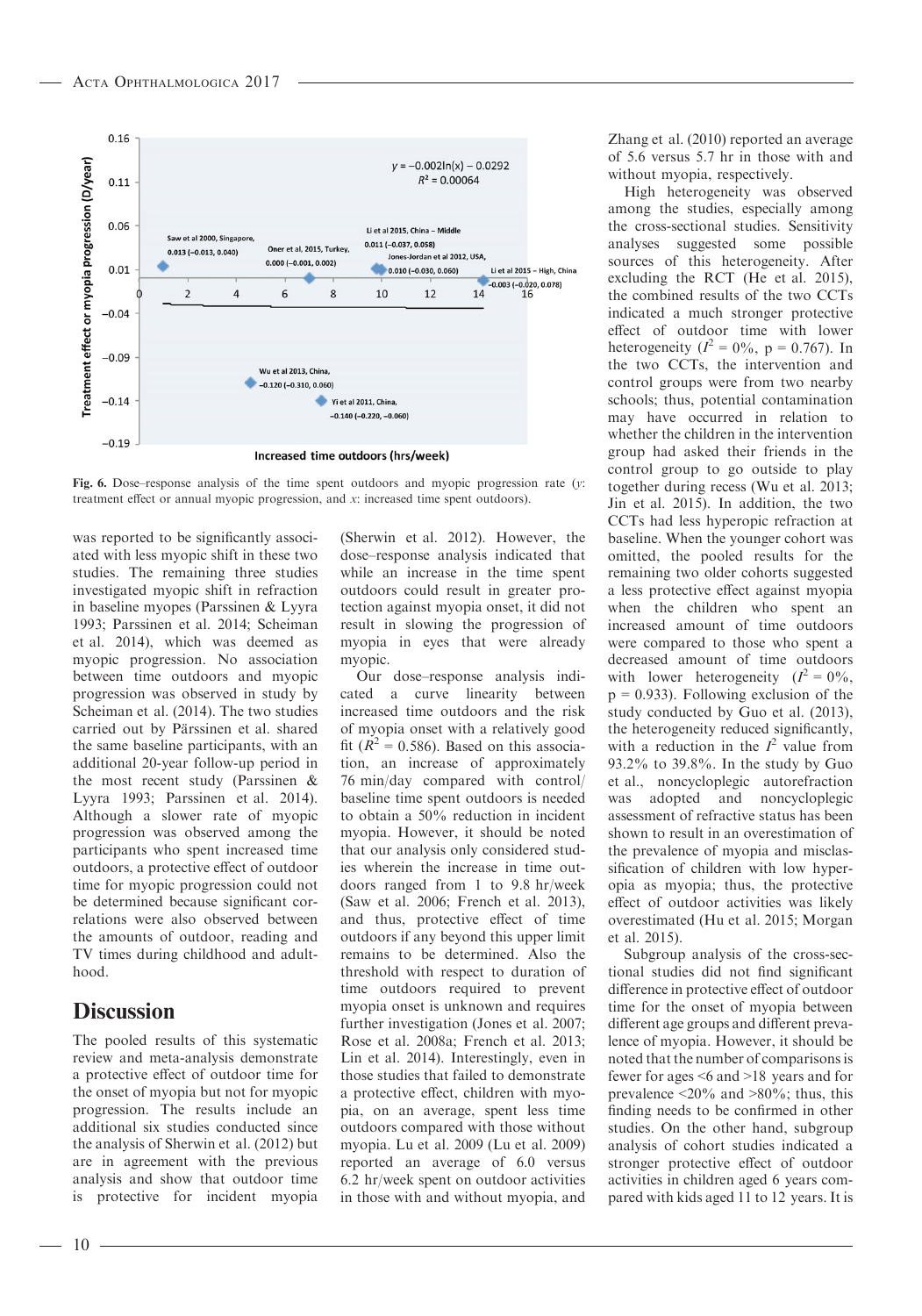Fig. 6. Dose–response analysis of the time spent outdoors and myopic progression rate (*y*: treatment effect or annual myopic progression, and *x*: increased time spent outdoors).

was reported to be significantly associated with less myopic shift in these two studies. The remaining three studies investigated myopic shift in refraction in baseline myopes (Parssinen & Lyyra 1993; Parssinen et al. 2014; Scheiman et al. 2014), which was deemed as myopic progression. No association between time outdoors and myopic progression was observed in study by Scheiman et al. (2014). The two studies carried out by Pärssinen et al. shared the same baseline participants, with an additional 20-year follow-up period in the most recent study (Parssinen & Lyyra 1993; Parssinen et al. 2014). Although a slower rate of myopic progression was observed among the participants who spent increased time outdoors, a protective effect of outdoor time for myopic progression could not be determined because significant correlations were also observed between the amounts of outdoor, reading and TV times during childhood and adulthood.

## Discussion

The pooled results of this systematic review and meta-analysis demonstrate a protective effect of outdoor time for the onset of myopia but not for myopic progression. The results include an additional six studies conducted since the analysis of Sherwin et al. (2012) but are in agreement with the previous analysis and show that outdoor time is protective for incident myopia (Sherwin et al. 2012). However, the dose–response analysis indicated that while an increase in the time spent outdoors could result in greater protection against myopia onset, it did not result in slowing the progression of myopia in eyes that were already myopic.

Our dose–response analysis indicated a curve linearity between increased time outdoors and the risk of myopia onset with a relatively good fit ($R^2$ = 0.586). Based on this association, an increase of approximately 76 min/day compared with control/baseline time spent outdoors is needed to obtain a 50% reduction in incident myopia. However, it should be noted that our analysis only considered studies wherein the increase in time outdoors ranged from 1 to 9.8 hr/week (Saw et al. 2006; French et al. 2013), and thus, protective effect of time outdoors if any beyond this upper limit remains to be determined. Also the threshold with respect to duration of time outdoors required to prevent myopia onset is unknown and requires further investigation (Jones et al. 2007; Rose et al. 2008a; French et al. 2013; Lin et al. 2014). Interestingly, even in those studies that failed to demonstrate a protective effect, children with myopia, on an average, spent less time outdoors compared with those without myopia. Lu et al. 2009 (Lu et al. 2009) reported an average of 6.0 versus 6.2 hr/week spent on outdoor activities in those with and without myopia, and Zhang et al. (2010) reported an average of 5.6 versus 5.7 hr in those with and without myopia, respectively.

High heterogeneity was observed among the studies, especially among the cross-sectional studies. Sensitivity analyses suggested some possible sources of this heterogeneity. After excluding the RCT (He et al. 2015), the combined results of the two CCTs indicated a much stronger protective effect of outdoor time with lower heterogeneity ($I^2$ = 0%, p = 0.767). In the two CCTs, the intervention and control groups were from two nearby schools; thus, potential contamination may have occurred in relation to whether the children in the intervention group had asked their friends in the control group to go outside to play together during recess (Wu et al. 2013; Jin et al. 2015). In addition, the two CCTs had less hyperopic refraction at baseline. When the younger cohort was omitted, the pooled results for the remaining two older cohorts suggested a less protective effect against myopia when the children who spent an increased amount of time outdoors were compared to those who spent a decreased amount of time outdoors with lower heterogeneity ($I^2$ = 0%, p = 0.933). Following exclusion of the study conducted by Guo et al. (2013), the heterogeneity reduced significantly, with a reduction in the $I^2$ value from 93.2% to 39.8%. In the study by Guo et al., noncycloplegic autorefraction was adopted and noncycloplegic assessment of refractive status has been shown to result in an overestimation of the prevalence of myopia and misclassification of children with low hyperopia as myopia; thus, the protective effect of outdoor activities was likely overestimated (Hu et al. 2015; Morgan et al. 2015).

Subgroup analysis of the cross-sectional studies did not find significant difference in protective effect of outdoor time for the onset of myopia between different age groups and different prevalence of myopia. However, it should be noted that the number of comparisons is fewer for ages <6 and >18 years and for prevalence <20% and >80%; thus, this finding needs to be confirmed in other studies. On the other hand, subgroup analysis of cohort studies indicated a stronger protective effect of outdoor activities in children aged 6 years compared with kids aged 11 to 12 years. It is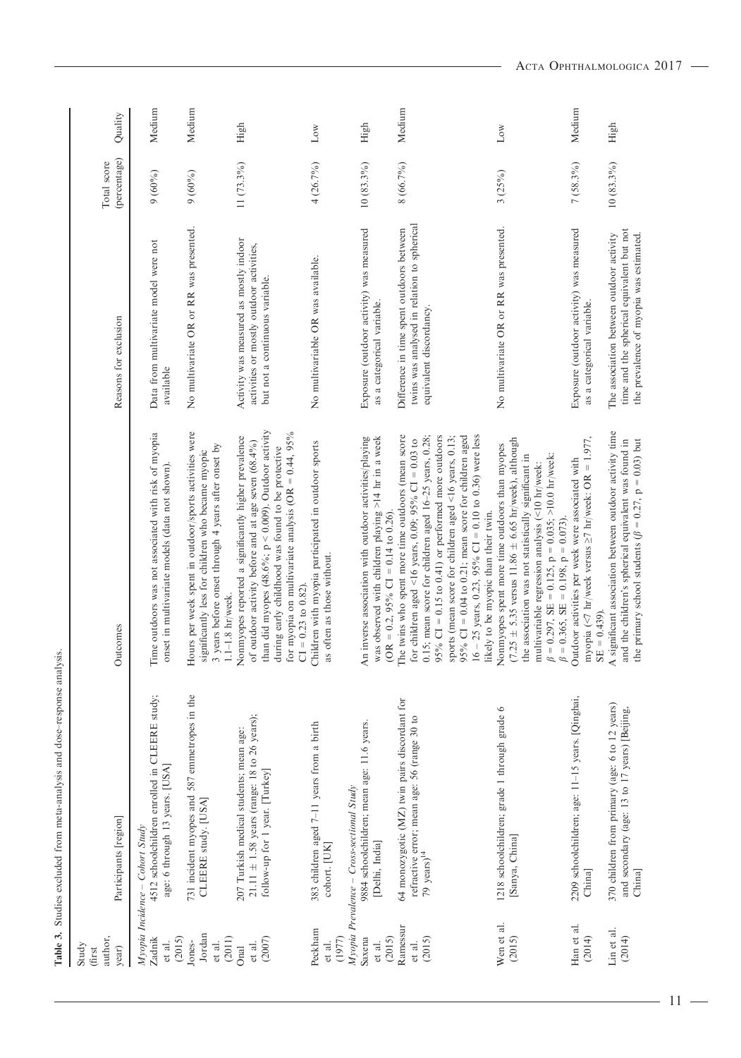**Table 3.** Studies excluded from meta-analysis and dose–response analysis.

| Study (first author, year) | Participants [region] | Outcomes | Reasons for exclusion | Total score (percentage) | Quality |
|---|---|---|---|---|---|
| *Myopia Incidence – Cohort Study* | | | | | |
| Zadnik et al. (2015) | 4512 schoolchildren enrolled in CLEERE study; age: 6 through 13 years. [USA] | Time outdoors was not associated with risk of myopia onset in multivariate models (data not shown). | Data from multivariate model were not available | 9 (60%) | Medium |
| Jones-Jordan et al. (2011) | 731 incident myopes and 587 emmetropes in the CLEERE study. [USA] | Hours per week spent in outdoor/sports activities were significantly less for children who became myopic 3 years before onset through 4 years after onset by 1.1–1.8 hr/week. | No multivariate OR or RR was presented. | 9 (60%) | Medium |
| Onal et al. (2007) | 207 Turkish medical students; mean age: 21.11 ± 1.58 years (range: 18 to 26 years); follow-up for 1 year. [Turkey] | Nonmyopes reported a significantly higher prevalence of outdoor activity before and at age seven (68.4%) than did myopes (48.6%; p < 0.009). Outdoor activity during early childhood was found to be protective for myopia on multivariate analysis (OR = 0.44, 95% CI = 0.23 to 0.82). | Activity was measured as mostly indoor activities or mostly outdoor activities, but not a continuous variable. | 11 (73.3%) | High |
| Peckham et al. (1977) | 383 children aged 7–11 years from a birth cohort. [UK] | Children with myopia participated in outdoor sports as often as those without. | No multivariable OR was available. | 4 (26.7%) | Low |
| *Myopia Prevalence – Cross-sectional Study* | | | | | |
| Saxena et al. (2015) | 9884 schoolchildren; mean age: 11.6 years. [Delhi, India] | An inverse association with outdoor activities/playing was observed with children playing >14 hr in a week (OR = 0.2, 95% CI = 0.14 to 0.26). | Exposure (outdoor activity) was measured as a categorical variable. | 10 (83.3%) | High |
| Ramessur et al. (2015) | 64 monozygotic (MZ) twin pairs discordant for refractive error; mean age: 56 (range 30 to 79 years)[14] | The twins who spent more time outdoors (mean score for children aged <16 years, 0.09; 95% CI = 0.03 to 0.15; mean score for children aged 16–25 years, 0.28; 95% CI = 0.15 to 0.41) or performed more outdoors sports (mean score for children aged <16 years, 0.13; 95% CI = 0.04 to 0.21; mean score for children aged 16 – 25 years, 0.23, 95% CI = 0.10 to 0.36) were less likely to be myopic than their twin. | Difference in time spent outdoors between twins was analysed in relation to spherical equivalent discordancy. | 8 (66.7%) | Medium |
| Wen et al. (2015) | 1218 schoolchildren; grade 1 through grade 6 [Sanya, China] | Nonmyopes spent more time outdoors than myopes (7.25 ± 5.35 versus 11.86 ± 6.65 hr/week), although the association was not statistically significant in multivariable regression analysis (<10 hr/week: $\beta$ = 0.297, SE = 0.125, p = 0.035; >10.0 hr/week: $\beta$ = 0.365, SE = 0.198, p = 0.073). | No multivariate OR or RR was presented. | 3 (25%) | Low |
| Han et al. (2014) | 2209 schoolchildren; age: 11–15 years. [Qinghai, China] | Outdoor activities per week were associated with myopia (<7 hr/week versus ≥7 hr/week: OR = 1.977, SE = 0.439). | Exposure (outdoor activity) was measured as a categorical variable. | 7 (58.3%) | Medium |
| Lin et al. (2014) | 370 children from primary (age: 6 to 12 years) and secondary (age: 13 to 17 years) [Beijing, China] | A significant association between outdoor activity time and the children's spherical equivalent was found in the primary school students ($\beta$ = 0.27, p = 0.03) but | The association between outdoor activity time and the spherical equivalent but not the prevalence of myopia was estimated. | 10 (83.3%) | High |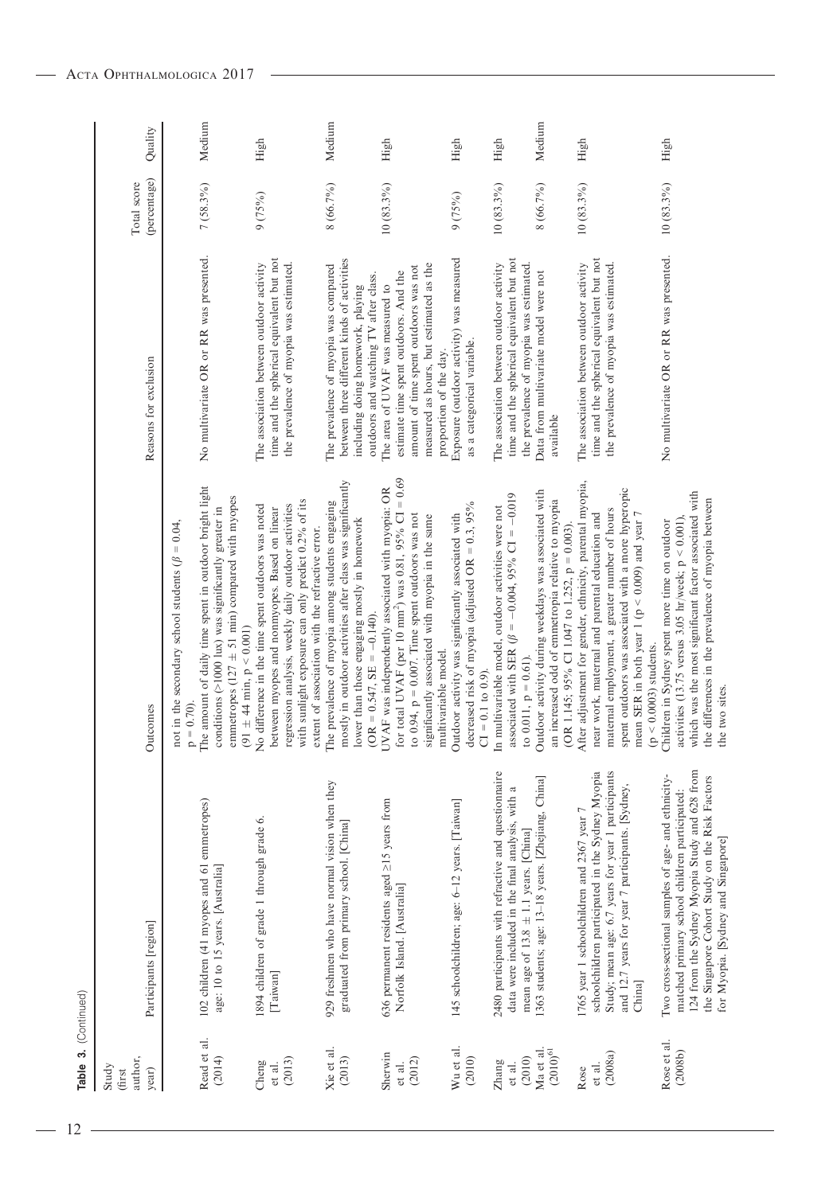**Table 3.** (Continued)

| Study (first author, year) | Participants [region] | Outcomes | Reasons for exclusion | Total score (percentage) | Quality |
|---|---|---|---|---|---|
| | | not in the secondary school students ($\beta = 0.04$, $p = 0.70$). | | | |
| Read et al. (2014) | 102 children (41 myopes and 61 emmetropes) age: 10 to 15 years. [Australia] | The amount of daily time spent in outdoor bright light conditions (>1000 lux) was significantly greater in emmetropes (127 ± 51 min) compared with myopes (91 ± 44 min, $p < 0.001$) | No multivariate OR or RR was presented. | 7 (58.3%) | Medium |
| Cheng et al. (2013) | 1894 children of grade 1 through grade 6. [Taiwan] | No difference in the time spent outdoors was noted between myopes and nonmyopes. Based on linear regression analysis, weekly daily outdoor activities with sunlight exposure can only predict 0.2% of its extent of association with the refractive error. | The association between outdoor activity time and the spherical equivalent but not the prevalence of myopia was estimated. | 9 (75%) | High |
| Xie et al. (2013) | 929 freshmen who have normal vision when they graduated from primary school. [China] | The prevalence of myopia among students engaging mostly in outdoor activities after class was significantly lower than those engaging mostly in homework (OR = 0.547, SE = −0.140). | The prevalence of myopia was compared between three different kinds of activities including doing homework, playing outdoors and watching TV after class. | 8 (66.7%) | Medium |
| Sherwin et al. (2012) | 636 permanent residents aged ≥15 years from Norfolk Island. [Australia] | UVAF was independently associated with myopia: OR for total UVAF (per 10 $mm^2$) was 0.81, 95% CI = 0.69 to 0.94, $p = 0.007$. Time spent outdoors was not significantly associated with myopia in the same multivariable model. | The area of UVAF was measured to estimate time spent outdoors. And the amount of time spent outdoors was not measured as hours, but estimated as the proportion of the day. | 10 (83.3%) | High |
| Wu et al. (2010) | 145 schoolchildren; age: 6–12 years. [Taiwan] | Outdoor activity was significantly associated with decreased risk of myopia (adjusted OR = 0.3, 95% CI = 0.1 to 0.9). | Exposure (outdoor activity) was measured as a categorical variable. | 9 (75%) | High |
| Zhang et al. (2010) | 2480 participants with refractive and questionnaire data were included in the final analysis, with a mean age of 13.8 ± 1.1 years. [China] | In multivariable model, outdoor activities were not associated with SER ($\beta = -0.004$, 95% CI = −0.019 to 0.011, $p = 0.61$). | The association between outdoor activity time and the spherical equivalent but not the prevalence of myopia was estimated. | 10 (83.3%) | High |
| Ma et al. (2010)[61] | 1363 students; age: 13–18 years. [Zhejiang, China] | Outdoor activity during weekdays was associated with an increased odd of emmetropia relative to myopia (OR 1.145; 95% CI 1.047 to 1.252, $p = 0.003$). | Data from multivariate model were not available | 8 (66.7%) | Medium |
| Rose et al. (2008a) | 1765 year 1 schoolchildren and 2367 year 7 schoolchildren participated in the Sydney Myopia Study; mean age: 6.7 years for year 1 participants and 12.7 years for year 7 participants. [Sydney, China] | After adjustment for gender, ethnicity, parental myopia, near work, maternal and parental education and maternal employment, a greater number of hours spent outdoors was associated with a more hyperopic mean SER in both year 1 ($p < 0.009$) and year 7 ($p < 0.0003$) students. | The association between outdoor activity time and the spherical equivalent but not the prevalence of myopia was estimated. | 10 (83.3%) | High |
| Rose et al. (2008b) | Two cross-sectional samples of age- and ethnicity-matched primary school children participated: 124 from the Sydney Myopia Study and 628 from the Singapore Cohort Study on the Risk Factors for Myopia. [Sydney and Singapore] | Children in Sydney spent more time on outdoor activities (13.75 versus 3.05 hr/week; $p < 0.001$), which was the most significant factor associated with the differences in the prevalence of myopia between the two sites. | No multivariate OR or RR was presented. | 10 (83.3%) | High |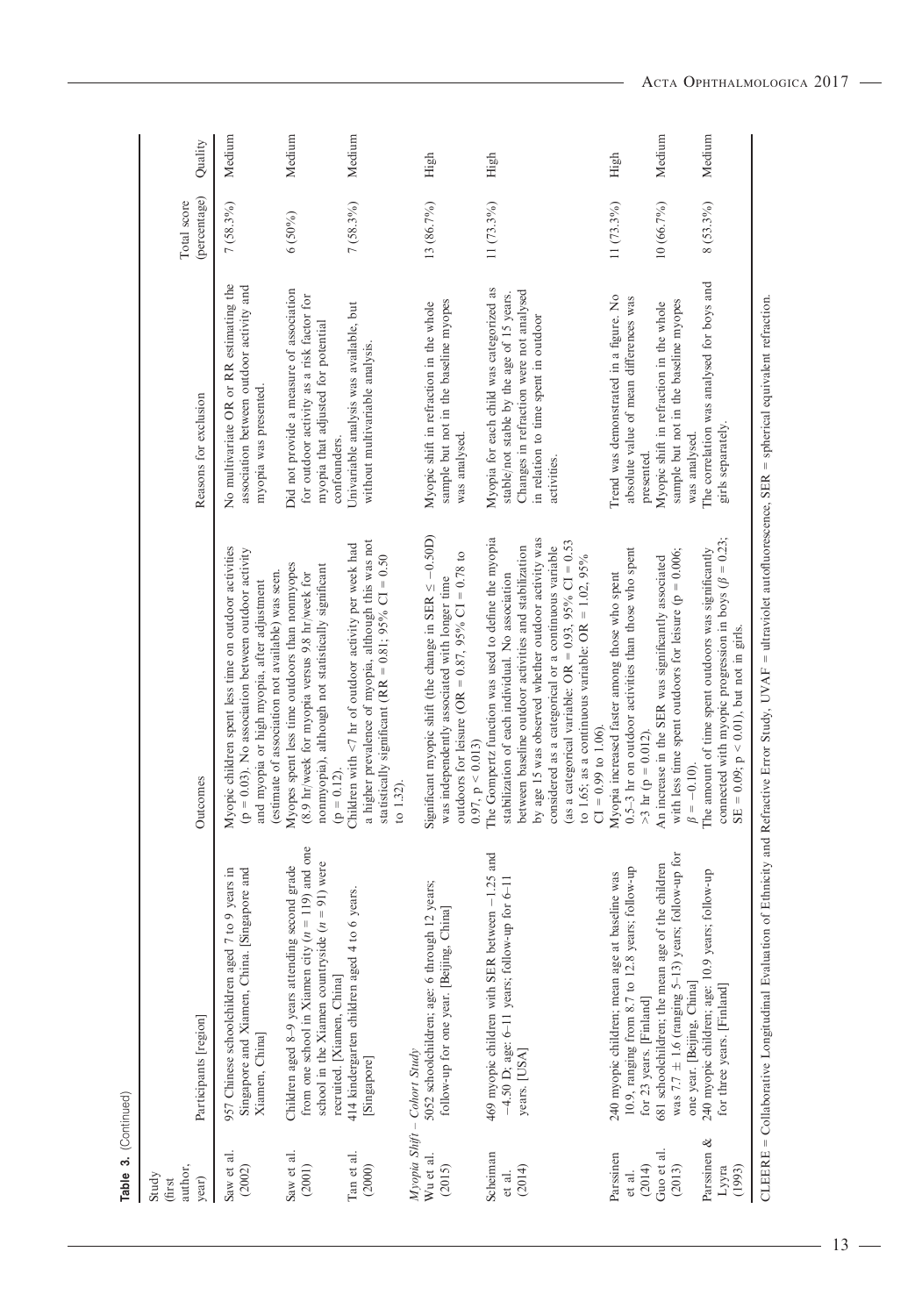**Table 3.** (Continued)

| Study (first author, year) | Participants [region] | Outcomes | Reasons for exclusion | Total score (percentage) | Quality |
|---|---|---|---|---|---|
| Saw et al. (2002) | 957 Chinese schoolchildren aged 7 to 9 years in Singapore and Xiamen, China. [Singapore and Xiamen, China] | Myopic children spent less time on outdoor activities ($p = 0.03$). No association between outdoor activity and myopia or high myopia, after adjustment (estimate of association not available) was seen. | No multivariate OR or RR estimating the association between outdoor activity and myopia was presented. | 7 (58.3%) | Medium |
| Saw et al. (2001) | Children aged 8–9 years attending second grade from one school in Xiamen city ($n = 119$) and one school in the Xiamen countryside ($n = 91$) were recruited. [Xiamen, China] | Myopes spent less time outdoors than nonmyopes (8.9 hr/week for myopia versus 9.8 hr/week for nonmyopia), although not statistically significant ($p = 0.12$). | Did not provide a measure of association for outdoor activity as a risk factor for myopia that adjusted for potential confounders. | 6 (50%) | Medium |
| Tan et al. (2000) | 414 kindergarten children aged 4 to 6 years. [Singapore] | Children with <7 hr of outdoor activity per week had a higher prevalence of myopia, although this was not statistically significant (RR = 0.81; 95% CI = 0.50 to 1.32). | Univariable analysis was available, but without multivariable analysis. | 7 (58.3%) | Medium |
| *Myopia Shift – Cohort Study* | | | | | |
| Wu et al. (2015) | 5052 schoolchildren; age: 6 through 12 years; follow-up for one year. [Beijing, China] | Significant myopic shift (the change in SER ≤ −0.50D) was independently associated with longer time outdoors for leisure (OR = 0.87, 95% CI = 0.78 to 0.97, $p < 0.013$) | Myopic shift in refraction in the whole sample but not in the baseline myopes was analysed. | 13 (86.7%) | High |
| Scheiman et al. (2014) | 469 myopic children with SER between −1.25 and −4.50 D; age: 6–11 years; follow-up for 6–11 years. [USA] | The Gompertz function was used to define the myopia stabilization of each individual. No association between baseline outdoor activities and stabilization by age 15 was observed whether outdoor activity was considered as a categorical or a continuous variable (as a categorical variable: OR = 0.93, 95% CI = 0.53 to 1.65; as a continuous variable: OR = 1.02, 95% CI = 0.99 to 1.06). | Myopia for each child was categorized as stable/not stable by the age of 15 years. Changes in refraction were not analysed in relation to time spent in outdoor activities. | 11 (73.3%) | High |
| Parssinen et al. (2014) | 240 myopic children; mean age at baseline was 10.9, ranging from 8.7 to 12.8 years; follow-up for 23 years. [Finland] | Myopia increased faster among those who spent 0.5–3 hr on outdoor activities than those who spent >3 hr ($p = 0.012$). | Trend was demonstrated in a figure. No absolute value of mean differences was presented. | 11 (73.3%) | High |
| Guo et al. (2013) | 681 schoolchildren; the mean age of the children was 7.7 ± 1.6 (ranging 5–13) years; follow-up for one year. [Beijing, China] | An increase in the SER was significantly associated with less time spent outdoors for leisure ($p = 0.006$; $\beta = -0.10$). | Myopic shift in refraction in the whole sample but not in the baseline myopes was analysed. | 10 (66.7%) | Medium |
| Parssinen & Lyyra (1993) | 240 myopic children; age: 10.9 years; follow-up for three years. [Finland] | The amount of time spent outdoors was significantly connected with myopic progression in boys ($\beta = 0.23$; SE = 0.09; $p < 0.01$), but not in girls. | The correlation was analysed for boys and girls separately. | 8 (53.3%) | Medium |

CLEERE = Collaborative Longitudinal Evaluation of Ethnicity and Refractive Error Study, UVAF = ultraviolet autofluorescence, SER = spherical equivalent refraction.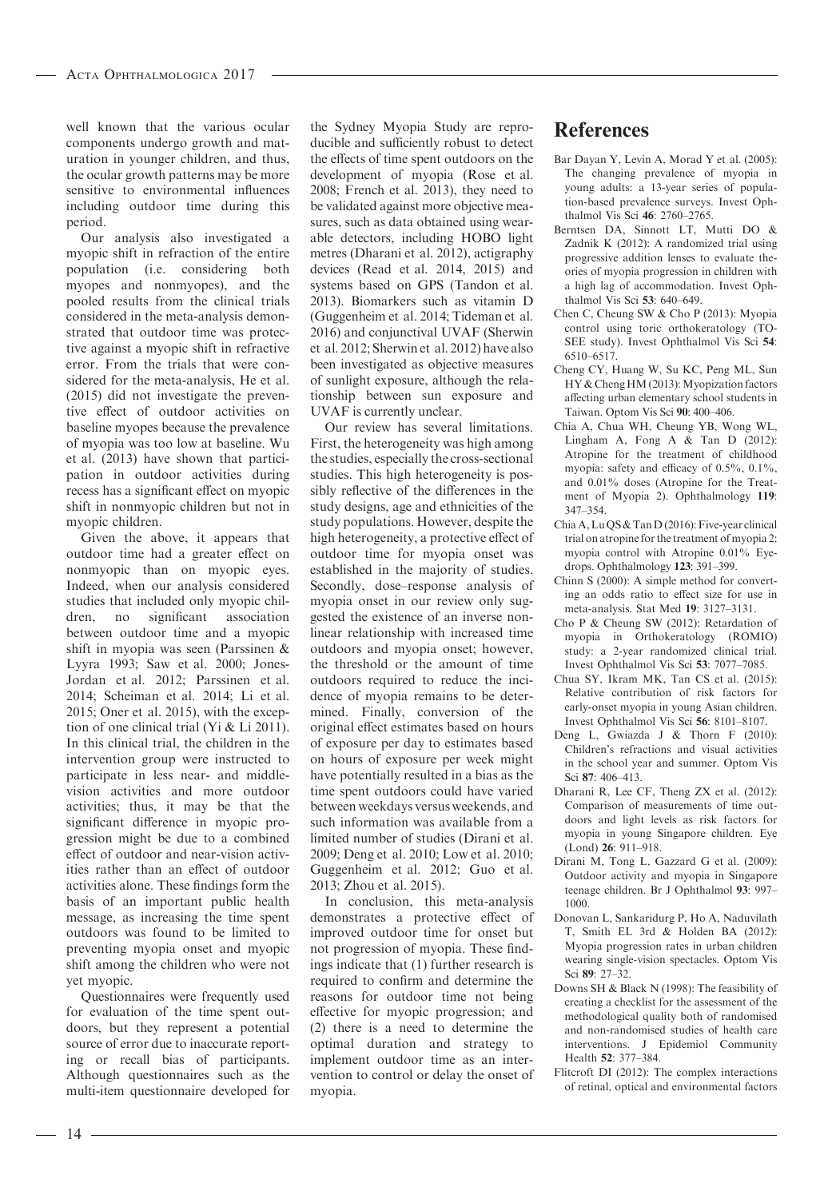well known that the various ocular components undergo growth and maturation in younger children, and thus, the ocular growth patterns may be more sensitive to environmental influences including outdoor time during this period.

Our analysis also investigated a myopic shift in refraction of the entire population (i.e. considering both myopes and nonmyopes), and the pooled results from the clinical trials considered in the meta-analysis demonstrated that outdoor time was protective against a myopic shift in refractive error. From the trials that were considered for the meta-analysis, He et al. (2015) did not investigate the preventive effect of outdoor activities on baseline myopes because the prevalence of myopia was too low at baseline. Wu et al. (2013) have shown that participation in outdoor activities during recess has a significant effect on myopic shift in nonmyopic children but not in myopic children.

Given the above, it appears that outdoor time had a greater effect on nonmyopic than on myopic eyes. Indeed, when our analysis considered studies that included only myopic children, no significant association between outdoor time and a myopic shift in myopia was seen (Parssinen & Lyyra 1993; Saw et al. 2000; Jones-Jordan et al. 2012; Parssinen et al. 2014; Scheiman et al. 2014; Li et al. 2015; Oner et al. 2015), with the exception of one clinical trial (Yi & Li 2011). In this clinical trial, the children in the intervention group were instructed to participate in less near- and middle-vision activities and more outdoor activities; thus, it may be that the significant difference in myopic progression might be due to a combined effect of outdoor and near-vision activities rather than an effect of outdoor activities alone. These findings form the basis of an important public health message, as increasing the time spent outdoors was found to be limited to preventing myopia onset and myopic shift among the children who were not yet myopic.

Questionnaires were frequently used for evaluation of the time spent outdoors, but they represent a potential source of error due to inaccurate reporting or recall bias of participants. Although questionnaires such as the multi-item questionnaire developed for the Sydney Myopia Study are reproducible and sufficiently robust to detect the effects of time spent outdoors on the development of myopia (Rose et al. 2008; French et al. 2013), they need to be validated against more objective measures, such as data obtained using wearable detectors, including HOBO light metres (Dharani et al. 2012), actigraphy devices (Read et al. 2014, 2015) and systems based on GPS (Tandon et al. 2013). Biomarkers such as vitamin D (Guggenheim et al. 2014; Tideman et al. 2016) and conjunctival UVAF (Sherwin et al. 2012; Sherwin et al. 2012) have also been investigated as objective measures of sunlight exposure, although the relationship between sun exposure and UVAF is currently unclear.

Our review has several limitations. First, the heterogeneity was high among the studies, especially the cross-sectional studies. This high heterogeneity is possibly reflective of the differences in the study designs, age and ethnicities of the study populations. However, despite the high heterogeneity, a protective effect of outdoor time for myopia onset was established in the majority of studies. Secondly, dose–response analysis of myopia onset in our review only suggested the existence of an inverse nonlinear relationship with increased time outdoors and myopia onset; however, the threshold or the amount of time outdoors required to reduce the incidence of myopia remains to be determined. Finally, conversion of the original effect estimates based on hours of exposure per day to estimates based on hours of exposure per week might have potentially resulted in a bias as the time spent outdoors could have varied between weekdays versus weekends, and such information was available from a limited number of studies (Dirani et al. 2009; Deng et al. 2010; Low et al. 2010; Guggenheim et al. 2012; Guo et al. 2013; Zhou et al. 2015).

In conclusion, this meta-analysis demonstrates a protective effect of improved outdoor time for onset but not progression of myopia. These findings indicate that (1) further research is required to confirm and determine the reasons for outdoor time not being effective for myopic progression; and (2) there is a need to determine the optimal duration and strategy to implement outdoor time as an intervention to control or delay the onset of myopia.

# References

Bar Dayan Y, Levin A, Morad Y et al. (2005): The changing prevalence of myopia in young adults: a 13-year series of population-based prevalence surveys. Invest Ophthalmol Vis Sci **46**: 2760–2765.

Berntsen DA, Sinnott LT, Mutti DO & Zadnik K (2012): A randomized trial using progressive addition lenses to evaluate theories of myopia progression in children with a high lag of accommodation. Invest Ophthalmol Vis Sci **53**: 640–649.

Chen C, Cheung SW & Cho P (2013): Myopia control using toric orthokeratology (TO-SEE study). Invest Ophthalmol Vis Sci **54**: 6510–6517.

Cheng CY, Huang W, Su KC, Peng ML, Sun HY & Cheng HM (2013): Myopization factors affecting urban elementary school students in Taiwan. Optom Vis Sci **90**: 400–406.

Chia A, Chua WH, Cheung YB, Wong WL, Lingham A, Fong A & Tan D (2012): Atropine for the treatment of childhood myopia: safety and efficacy of 0.5%, 0.1%, and 0.01% doses (Atropine for the Treatment of Myopia 2). Ophthalmology **119**: 347–354.

Chia A, Lu QS & Tan D (2016): Five-year clinical trial on atropine for the treatment of myopia 2: myopia control with Atropine 0.01% Eyedrops. Ophthalmology **123**: 391–399.

Chinn S (2000): A simple method for converting an odds ratio to effect size for use in meta-analysis. Stat Med **19**: 3127–3131.

Cho P & Cheung SW (2012): Retardation of myopia in Orthokeratology (ROMIO) study: a 2-year randomized clinical trial. Invest Ophthalmol Vis Sci **53**: 7077–7085.

Chua SY, Ikram MK, Tan CS et al. (2015): Relative contribution of risk factors for early-onset myopia in young Asian children. Invest Ophthalmol Vis Sci **56**: 8101–8107.

Deng L, Gwiazda J & Thorn F (2010): Children's refractions and visual activities in the school year and summer. Optom Vis Sci **87**: 406–413.

Dharani R, Lee CF, Theng ZX et al. (2012): Comparison of measurements of time outdoors and light levels as risk factors for myopia in young Singapore children. Eye (Lond) **26**: 911–918.

Dirani M, Tong L, Gazzard G et al. (2009): Outdoor activity and myopia in Singapore teenage children. Br J Ophthalmol **93**: 997–1000.

Donovan L, Sankaridurg P, Ho A, Naduvilath T, Smith EL 3rd & Holden BA (2012): Myopia progression rates in urban children wearing single-vision spectacles. Optom Vis Sci **89**: 27–32.

Downs SH & Black N (1998): The feasibility of creating a checklist for the assessment of the methodological quality both of randomised and non-randomised studies of health care interventions. J Epidemiol Community Health **52**: 377–384.

Flitcroft DI (2012): The complex interactions of retinal, optical and environmental factors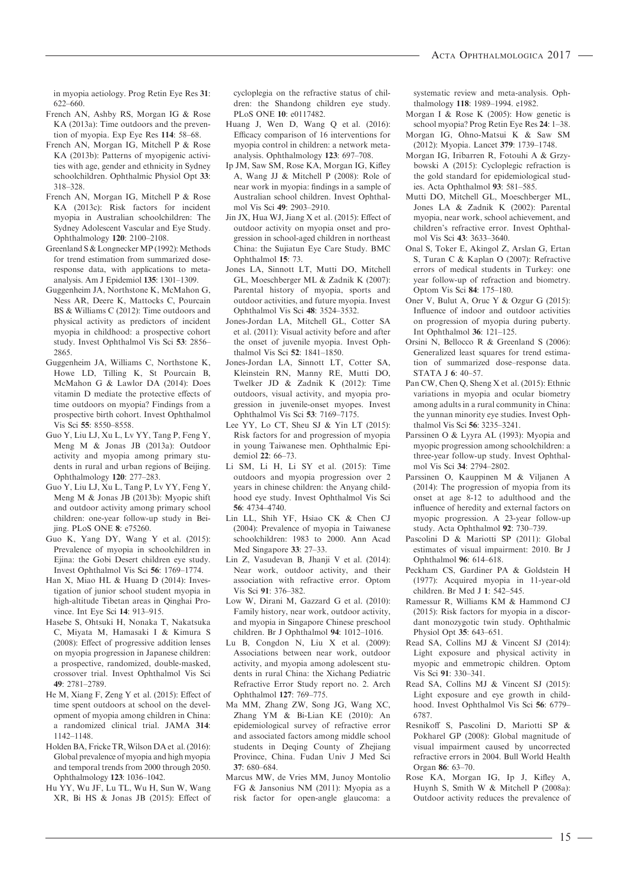in myopia aetiology. Prog Retin Eye Res **31**: 622–660.

French AN, Ashby RS, Morgan IG & Rose KA (2013a): Time outdoors and the prevention of myopia. Exp Eye Res **114**: 58–68.

French AN, Morgan IG, Mitchell P & Rose KA (2013b): Patterns of myopigenic activities with age, gender and ethnicity in Sydney schoolchildren. Ophthalmic Physiol Opt **33**: 318–328.

French AN, Morgan IG, Mitchell P & Rose KA (2013c): Risk factors for incident myopia in Australian schoolchildren: The Sydney Adolescent Vascular and Eye Study. Ophthalmology **120**: 2100–2108.

Greenland S & Longnecker MP (1992): Methods for trend estimation from summarized dose-response data, with applications to meta-analysis. Am J Epidemiol **135**: 1301–1309.

Guggenheim JA, Northstone K, McMahon G, Ness AR, Deere K, Mattocks C, Pourcain BS & Williams C (2012): Time outdoors and physical activity as predictors of incident myopia in childhood: a prospective cohort study. Invest Ophthalmol Vis Sci **53**: 2856–2865.

Guggenheim JA, Williams C, Northstone K, Howe LD, Tilling K, St Pourcain B, McMahon G & Lawlor DA (2014): Does vitamin D mediate the protective effects of time outdoors on myopia? Findings from a prospective birth cohort. Invest Ophthalmol Vis Sci **55**: 8550–8558.

Guo Y, Liu LJ, Xu L, Lv YY, Tang P, Feng Y, Meng M & Jonas JB (2013a): Outdoor activity and myopia among primary students in rural and urban regions of Beijing. Ophthalmology **120**: 277–283.

Guo Y, Liu LJ, Xu L, Tang P, Lv YY, Feng Y, Meng M & Jonas JB (2013b): Myopic shift and outdoor activity among primary school children: one-year follow-up study in Beijing. PLoS ONE **8**: e75260.

Guo K, Yang DY, Wang Y et al. (2015): Prevalence of myopia in schoolchildren in Ejina: the Gobi Desert children eye study. Invest Ophthalmol Vis Sci **56**: 1769–1774.

Han X, Miao HL & Huang D (2014): Investigation of junior school student myopia in high-altitude Tibetan areas in Qinghai Province. Int Eye Sci **14**: 913–915.

Hasebe S, Ohtsuki H, Nonaka T, Nakatsuka C, Miyata M, Hamasaki I & Kimura S (2008): Effect of progressive addition lenses on myopia progression in Japanese children: a prospective, randomized, double-masked, crossover trial. Invest Ophthalmol Vis Sci **49**: 2781–2789.

He M, Xiang F, Zeng Y et al. (2015): Effect of time spent outdoors at school on the development of myopia among children in China: a randomized clinical trial. JAMA **314**: 1142–1148.

Holden BA, Fricke TR, Wilson DA et al. (2016): Global prevalence of myopia and high myopia and temporal trends from 2000 through 2050. Ophthalmology **123**: 1036–1042.

Hu YY, Wu JF, Lu TL, Wu H, Sun W, Wang XR, Bi HS & Jonas JB (2015): Effect of cycloplegia on the refractive status of children: the Shandong children eye study. PLoS ONE **10**: e0117482.

Huang J, Wen D, Wang Q et al. (2016): Efficacy comparison of 16 interventions for myopia control in children: a network meta-analysis. Ophthalmology **123**: 697–708.

Ip JM, Saw SM, Rose KA, Morgan IG, Kifley A, Wang JJ & Mitchell P (2008): Role of near work in myopia: findings in a sample of Australian school children. Invest Ophthalmol Vis Sci **49**: 2903–2910.

Jin JX, Hua WJ, Jiang X et al. (2015): Effect of outdoor activity on myopia onset and progression in school-aged children in northeast China: the Sujiatun Eye Care Study. BMC Ophthalmol **15**: 73.

Jones LA, Sinnott LT, Mutti DO, Mitchell GL, Moeschberger ML & Zadnik K (2007): Parental history of myopia, sports and outdoor activities, and future myopia. Invest Ophthalmol Vis Sci **48**: 3524–3532.

Jones-Jordan LA, Mitchell GL, Cotter SA et al. (2011): Visual activity before and after the onset of juvenile myopia. Invest Ophthalmol Vis Sci **52**: 1841–1850.

Jones-Jordan LA, Sinnott LT, Cotter SA, Kleinstein RN, Manny RE, Mutti DO, Twelker JD & Zadnik K (2012): Time outdoors, visual activity, and myopia progression in juvenile-onset myopes. Invest Ophthalmol Vis Sci **53**: 7169–7175.

Lee YY, Lo CT, Sheu SJ & Yin LT (2015): Risk factors for and progression of myopia in young Taiwanese men. Ophthalmic Epidemiol **22**: 66–73.

Li SM, Li H, Li SY et al. (2015): Time outdoors and myopia progression over 2 years in chinese children: the Anyang childhood eye study. Invest Ophthalmol Vis Sci **56**: 4734–4740.

Lin LL, Shih YF, Hsiao CK & Chen CJ (2004): Prevalence of myopia in Taiwanese schoolchildren: 1983 to 2000. Ann Acad Med Singapore **33**: 27–33.

Lin Z, Vasudevan B, Jhanji V et al. (2014): Near work, outdoor activity, and their association with refractive error. Optom Vis Sci **91**: 376–382.

Low W, Dirani M, Gazzard G et al. (2010): Family history, near work, outdoor activity, and myopia in Singapore Chinese preschool children. Br J Ophthalmol **94**: 1012–1016.

Lu B, Congdon N, Liu X et al. (2009): Associations between near work, outdoor activity, and myopia among adolescent students in rural China: the Xichang Pediatric Refractive Error Study report no. 2. Arch Ophthalmol **127**: 769–775.

Ma MM, Zhang ZW, Song JG, Wang XC, Zhang YM & Bi-Lian KE (2010): An epidemiological survey of refractive error and associated factors among middle school students in Deqing County of Zhejiang Province, China. Fudan Univ J Med Sci **37**: 680–684.

Marcus MW, de Vries MM, Junoy Montolio FG & Jansonius NM (2011): Myopia as a risk factor for open-angle glaucoma: a systematic review and meta-analysis. Ophthalmology **118**: 1989–1994. e1982.

Morgan I & Rose K (2005): How genetic is school myopia? Prog Retin Eye Res **24**: 1–38.

Morgan IG, Ohno-Matsui K & Saw SM (2012): Myopia. Lancet **379**: 1739–1748.

Morgan IG, Iribarren R, Fotouhi A & Grzybowski A (2015): Cycloplegic refraction is the gold standard for epidemiological studies. Acta Ophthalmol **93**: 581–585.

Mutti DO, Mitchell GL, Moeschberger ML, Jones LA & Zadnik K (2002): Parental myopia, near work, school achievement, and children's refractive error. Invest Ophthalmol Vis Sci **43**: 3633–3640.

Onal S, Toker E, Akingol Z, Arslan G, Ertan S, Turan C & Kaplan O (2007): Refractive errors of medical students in Turkey: one year follow-up of refraction and biometry. Optom Vis Sci **84**: 175–180.

Oner V, Bulut A, Oruc Y & Ozgur G (2015): Influence of indoor and outdoor activities on progression of myopia during puberty. Int Ophthalmol **36**: 121–125.

Orsini N, Bellocco R & Greenland S (2006): Generalized least squares for trend estimation of summarized dose–response data. STATA J **6**: 40–57.

Pan CW, Chen Q, Sheng X et al. (2015): Ethnic variations in myopia and ocular biometry among adults in a rural community in China: the yunnan minority eye studies. Invest Ophthalmol Vis Sci **56**: 3235–3241.

Parssinen O & Lyyra AL (1993): Myopia and myopic progression among schoolchildren: a three-year follow-up study. Invest Ophthalmol Vis Sci **34**: 2794–2802.

Parssinen O, Kauppinen M & Viljanen A (2014): The progression of myopia from its onset at age 8-12 to adulthood and the influence of heredity and external factors on myopic progression. A 23-year follow-up study. Acta Ophthalmol **92**: 730–739.

Pascolini D & Mariotti SP (2011): Global estimates of visual impairment: 2010. Br J Ophthalmol **96**: 614–618.

Peckham CS, Gardiner PA & Goldstein H (1977): Acquired myopia in 11-year-old children. Br Med J **1**: 542–545.

Ramessur R, Williams KM & Hammond CJ (2015): Risk factors for myopia in a discordant monozygotic twin study. Ophthalmic Physiol Opt **35**: 643–651.

Read SA, Collins MJ & Vincent SJ (2014): Light exposure and physical activity in myopic and emmetropic children. Optom Vis Sci **91**: 330–341.

Read SA, Collins MJ & Vincent SJ (2015): Light exposure and eye growth in childhood. Invest Ophthalmol Vis Sci **56**: 6779–6787.

Resnikoff S, Pascolini D, Mariotti SP & Pokharel GP (2008): Global magnitude of visual impairment caused by uncorrected refractive errors in 2004. Bull World Health Organ **86**: 63–70.

Rose KA, Morgan IG, Ip J, Kifley A, Huynh S, Smith W & Mitchell P (2008a): Outdoor activity reduces the prevalence of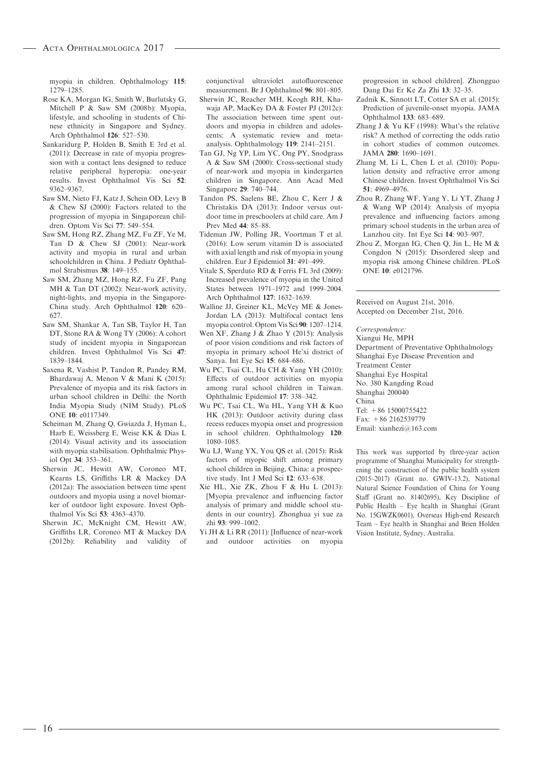myopia in children. Ophthalmology **115**: 1279–1285.

Rose KA, Morgan IG, Smith W, Burlutsky G, Mitchell P & Saw SM (2008b): Myopia, lifestyle, and schooling in students of Chinese ethnicity in Singapore and Sydney. Arch Ophthalmol **126**: 527–530.

Sankaridurg P, Holden B, Smith E 3rd et al. (2011): Decrease in rate of myopia progression with a contact lens designed to reduce relative peripheral hyperopia: one-year results. Invest Ophthalmol Vis Sci **52**: 9362–9367.

Saw SM, Nieto FJ, Katz J, Schein OD, Levy B & Chew SJ (2000): Factors related to the progression of myopia in Singaporean children. Optom Vis Sci **77**: 549–554.

Saw SM, Hong RZ, Zhang MZ, Fu ZF, Ye M, Tan D & Chew SJ (2001): Near-work activity and myopia in rural and urban schoolchildren in China. J Pediatr Ophthalmol Strabismus **38**: 149–155.

Saw SM, Zhang MZ, Hong RZ, Fu ZF, Pang MH & Tan DT (2002): Near-work activity, night-lights, and myopia in the Singapore-China study. Arch Ophthalmol **120**: 620–627.

Saw SM, Shankar A, Tan SB, Taylor H, Tan DT, Stone RA & Wong TY (2006): A cohort study of incident myopia in Singaporean children. Invest Ophthalmol Vis Sci **47**: 1839–1844.

Saxena R, Vashist P, Tandon R, Pandey RM, Bhardawaj A, Menon V & Mani K (2015): Prevalence of myopia and its risk factors in urban school children in Delhi: the North India Myopia Study (NIM Study). PLoS ONE **10**: e0117349.

Scheiman M, Zhang Q, Gwiazda J, Hyman L, Harb E, Weissberg E, Weise KK & Dias L (2014): Visual activity and its association with myopia stabilisation. Ophthalmic Physiol Opt **34**: 353–361.

Sherwin JC, Hewitt AW, Coroneo MT, Kearns LS, Griffiths LR & Mackey DA (2012a): The association between time spent outdoors and myopia using a novel biomarker of outdoor light exposure. Invest Ophthalmol Vis Sci **53**: 4363–4370.

Sherwin JC, McKnight CM, Hewitt AW, Griffiths LR, Coroneo MT & Mackey DA (2012b): Reliability and validity of conjunctival ultraviolet autofluorescence measurement. Br J Ophthalmol **96**: 801–805.

Sherwin JC, Reacher MH, Keogh RH, Khawaja AP, MacKey DA & Foster PJ (2012c): The association between time spent outdoors and myopia in children and adolescents: A systematic review and meta-analysis. Ophthalmology **119**: 2141–2151.

Tan GJ, Ng YP, Lim YC, Ong PY, Snodgrass A & Saw SM (2000): Cross-sectional study of near-work and myopia in kindergarten children in Singapore. Ann Acad Med Singapore **29**: 740–744.

Tandon PS, Saelens BE, Zhou C, Kerr J & Christakis DA (2013): Indoor versus outdoor time in preschoolers at child care. Am J Prev Med **44**: 85–88.

Tideman JW, Polling JR, Voortman T et al. (2016): Low serum vitamin D is associated with axial length and risk of myopia in young children. Eur J Epidemiol **31**: 491–499.

Vitale S, Sperduto RD & Ferris FL 3rd (2009): Increased prevalence of myopia in the United States between 1971–1972 and 1999–2004. Arch Ophthalmol **127**: 1632–1639.

Walline JJ, Greiner KL, McVey ME & Jones-Jordan LA (2013): Multifocal contact lens myopia control. Optom Vis Sci **90**: 1207–1214.

Wen XF, Zhang J & Zhao Y (2015): Analysis of poor vision conditions and risk factors of myopia in primary school He'xi district of Sanya. Int Eye Sci **15**: 684–686.

Wu PC, Tsai CL, Hu CH & Yang YH (2010): Effects of outdoor activities on myopia among rural school children in Taiwan. Ophthalmic Epidemiol **17**: 338–342.

Wu PC, Tsai CL, Wu HL, Yang YH & Kuo HK (2013): Outdoor activity during class recess reduces myopia onset and progression in school children. Ophthalmology **120**: 1080–1085.

Wu LJ, Wang YX, You QS et al. (2015): Risk factors of myopic shift among primary school children in Beijing, China: a prospective study. Int J Med Sci **12**: 633–638.

Xie HL, Xie ZK, Zhou F & Hu L (2013): [Myopia prevalence and influencing factor analysis of primary and middle school students in our country]. Zhonghua yi xue za zhi **93**: 999–1002.

Yi JH & Li RR (2011): [Influence of near-work and outdoor activities on myopia progression in school children]. Zhongguo Dang Dai Er Ke Za Zhi **13**: 32–35.

Zadnik K, Sinnott LT, Cotter SA et al. (2015): Prediction of juvenile-onset myopia. JAMA Ophthalmol **133**: 683–689.

Zhang J & Yu KF (1998): What's the relative risk? A method of correcting the odds ratio in cohort studies of common outcomes. JAMA **280**: 1690–1691.

Zhang M, Li L, Chen L et al. (2010): Population density and refractive error among Chinese children. Invest Ophthalmol Vis Sci **51**: 4969–4976.

Zhou R, Zhang WF, Yang Y, Li YT, Zhang J & Wang WP (2014): Analysis of myopia prevalence and influencing factors among primary school students in the urban area of Lanzhou city. Int Eye Sci **14**: 903–907.

Zhou Z, Morgan IG, Chen Q, Jin L, He M & Congdon N (2015): Disordered sleep and myopia risk among Chinese children. PLoS ONE **10**: e0121796.

---

Received on August 21st, 2016.
Accepted on December 21st, 2016.

*Correspondence:*
Xiangui He, MPH
Department of Preventative Ophthalmology
Shanghai Eye Disease Prevention and Treatment Center
Shanghai Eye Hospital
No. 380 Kangding Road
Shanghai 200040
China
Tel: +86 15000755422
Fax: +86 2162539779
Email: xianhezi@163.com

This work was supported by three-year action programme of Shanghai Municipality for strengthening the construction of the public health system (2015–2017) (Grant no. GWIV-13.2), National Natural Science Foundation of China for Young Staff (Grant no. 81402695), Key Discipline of Public Health – Eye health in Shanghai (Grant No. 15GWZK0601), Overseas High-end Research Team – Eye health in Shanghai and Brien Holden Vision Institute, Sydney, Australia.